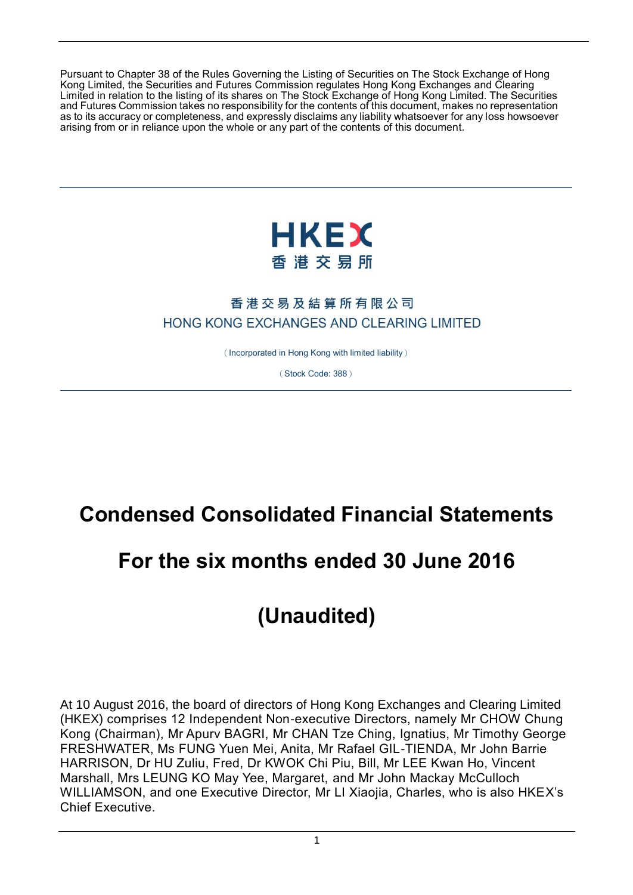Pursuant to Chapter 38 of the Rules Governing the Listing of Securities on The Stock Exchange of Hong Kong Limited, the Securities and Futures Commission regulates Hong Kong Exchanges and Clearing Limited in relation to the listing of its shares on The Stock Exchange of Hong Kong Limited. The Securities and Futures Commission takes no responsibility for the contents of this document, makes no representation as to its accuracy or completeness, and expressly disclaims any liability whatsoever for any loss howsoever arising from or in reliance upon the whole or any part of the contents of this document.

HKEX
香港交易所

香港交易及結算所有限公司
HONG KONG EXCHANGES AND CLEARING LIMITED

（Incorporated in Hong Kong with limited liability）

（Stock Code: 388）

# Condensed Consolidated Financial Statements

# For the six months ended 30 June 2016

# (Unaudited)

At 10 August 2016, the board of directors of Hong Kong Exchanges and Clearing Limited (HKEX) comprises 12 Independent Non-executive Directors, namely Mr CHOW Chung Kong (Chairman), Mr Apurv BAGRI, Mr CHAN Tze Ching, Ignatius, Mr Timothy George FRESHWATER, Ms FUNG Yuen Mei, Anita, Mr Rafael GIL-TIENDA, Mr John Barrie HARRISON, Dr HU Zuliu, Fred, Dr KWOK Chi Piu, Bill, Mr LEE Kwan Ho, Vincent Marshall, Mrs LEUNG KO May Yee, Margaret, and Mr John Mackay McCulloch WILLIAMSON, and one Executive Director, Mr LI Xiaojia, Charles, who is also HKEX's Chief Executive.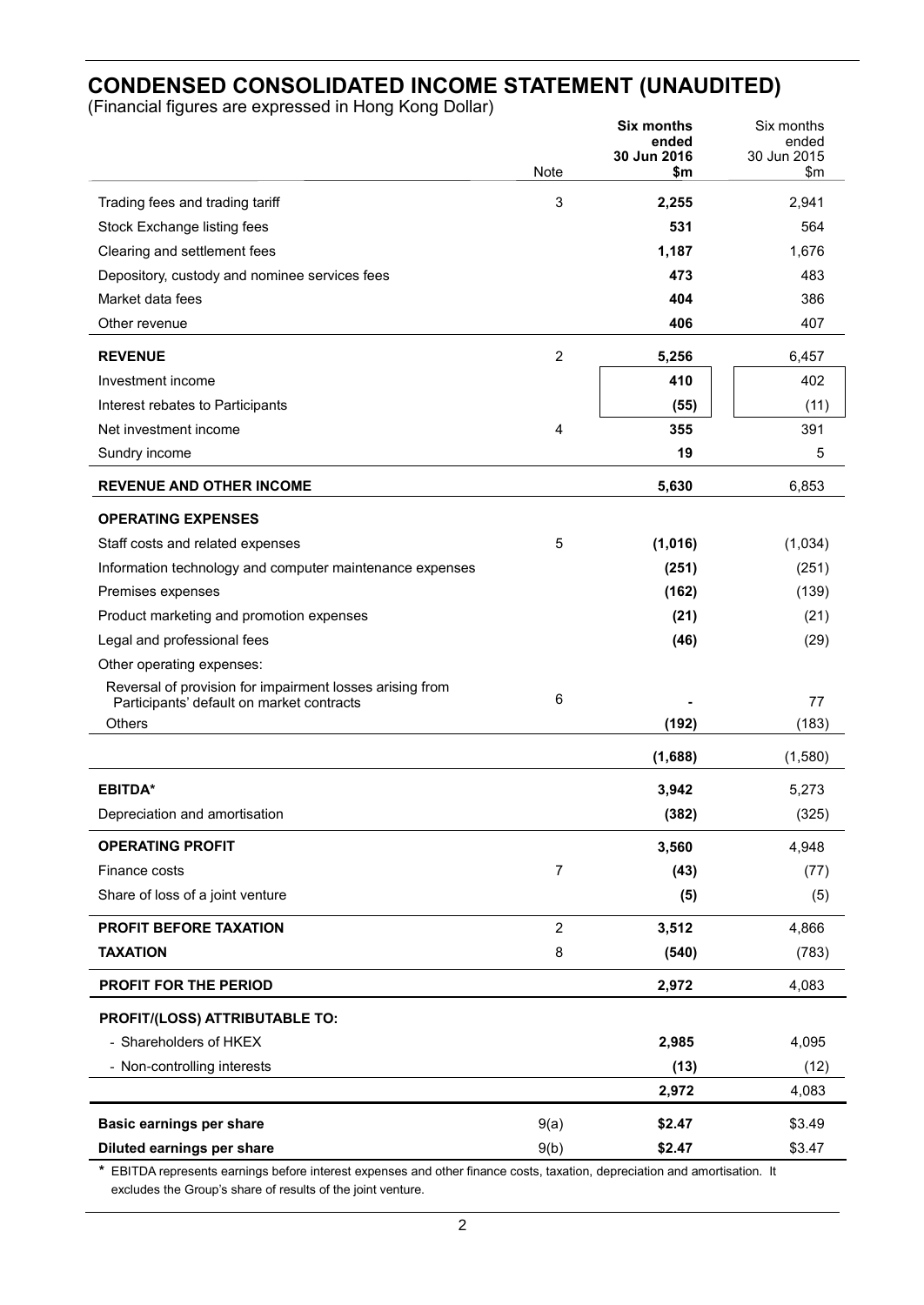# CONDENSED CONSOLIDATED INCOME STATEMENT (UNAUDITED)

(Financial figures are expressed in Hong Kong Dollar)

| | Note | **Six months ended 30 Jun 2016 $m** | Six months ended 30 Jun 2015 $m |
|---|---|---|---|
| Trading fees and trading tariff | 3 | **2,255** | 2,941 |
| Stock Exchange listing fees | | **531** | 564 |
| Clearing and settlement fees | | **1,187** | 1,676 |
| Depository, custody and nominee services fees | | **473** | 483 |
| Market data fees | | **404** | 386 |
| Other revenue | | **406** | 407 |
| **REVENUE** | 2 | **5,256** | 6,457 |
| Investment income | | **410** | 402 |
| Interest rebates to Participants | | **(55)** | (11) |
| Net investment income | 4 | **355** | 391 |
| Sundry income | | **19** | 5 |
| **REVENUE AND OTHER INCOME** | | **5,630** | 6,853 |
| **OPERATING EXPENSES** | | | |
| Staff costs and related expenses | 5 | **(1,016)** | (1,034) |
| Information technology and computer maintenance expenses | | **(251)** | (251) |
| Premises expenses | | **(162)** | (139) |
| Product marketing and promotion expenses | | **(21)** | (21) |
| Legal and professional fees | | **(46)** | (29) |
| Other operating expenses: | | | |
| Reversal of provision for impairment losses arising from Participants' default on market contracts | 6 | **-** | 77 |
| Others | | **(192)** | (183) |
| | | **(1,688)** | (1,580) |
| **EBITDA*** | | **3,942** | 5,273 |
| Depreciation and amortisation | | **(382)** | (325) |
| **OPERATING PROFIT** | | **3,560** | 4,948 |
| Finance costs | 7 | **(43)** | (77) |
| Share of loss of a joint venture | | **(5)** | (5) |
| **PROFIT BEFORE TAXATION** | 2 | **3,512** | 4,866 |
| **TAXATION** | 8 | **(540)** | (783) |
| **PROFIT FOR THE PERIOD** | | **2,972** | 4,083 |
| **PROFIT/(LOSS) ATTRIBUTABLE TO:** | | | |
| - Shareholders of HKEX | | **2,985** | 4,095 |
| - Non-controlling interests | | **(13)** | (12) |
| | | **2,972** | 4,083 |
| **Basic earnings per share** | 9(a) | **$2.47** | $3.49 |
| **Diluted earnings per share** | 9(b) | **$2.47** | $3.47 |

\* EBITDA represents earnings before interest expenses and other finance costs, taxation, depreciation and amortisation. It excludes the Group's share of results of the joint venture.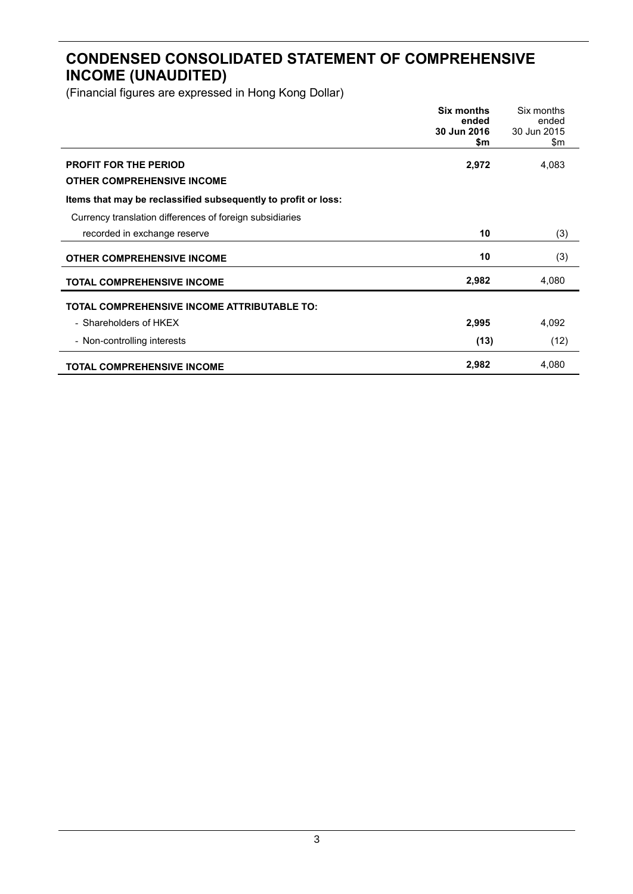# CONDENSED CONSOLIDATED STATEMENT OF COMPREHENSIVE INCOME (UNAUDITED)

(Financial figures are expressed in Hong Kong Dollar)

| | **Six months ended 30 Jun 2016 \$m** | Six months ended 30 Jun 2015 \$m |
|---|---|---|
| **PROFIT FOR THE PERIOD** | **2,972** | 4,083 |
| **OTHER COMPREHENSIVE INCOME** | | |
| **Items that may be reclassified subsequently to profit or loss:** | | |
| Currency translation differences of foreign subsidiaries recorded in exchange reserve | **10** | (3) |
| **OTHER COMPREHENSIVE INCOME** | **10** | (3) |
| **TOTAL COMPREHENSIVE INCOME** | **2,982** | 4,080 |
| **TOTAL COMPREHENSIVE INCOME ATTRIBUTABLE TO:** | | |
| - Shareholders of HKEX | **2,995** | 4,092 |
| - Non-controlling interests | **(13)** | (12) |
| **TOTAL COMPREHENSIVE INCOME** | **2,982** | 4,080 |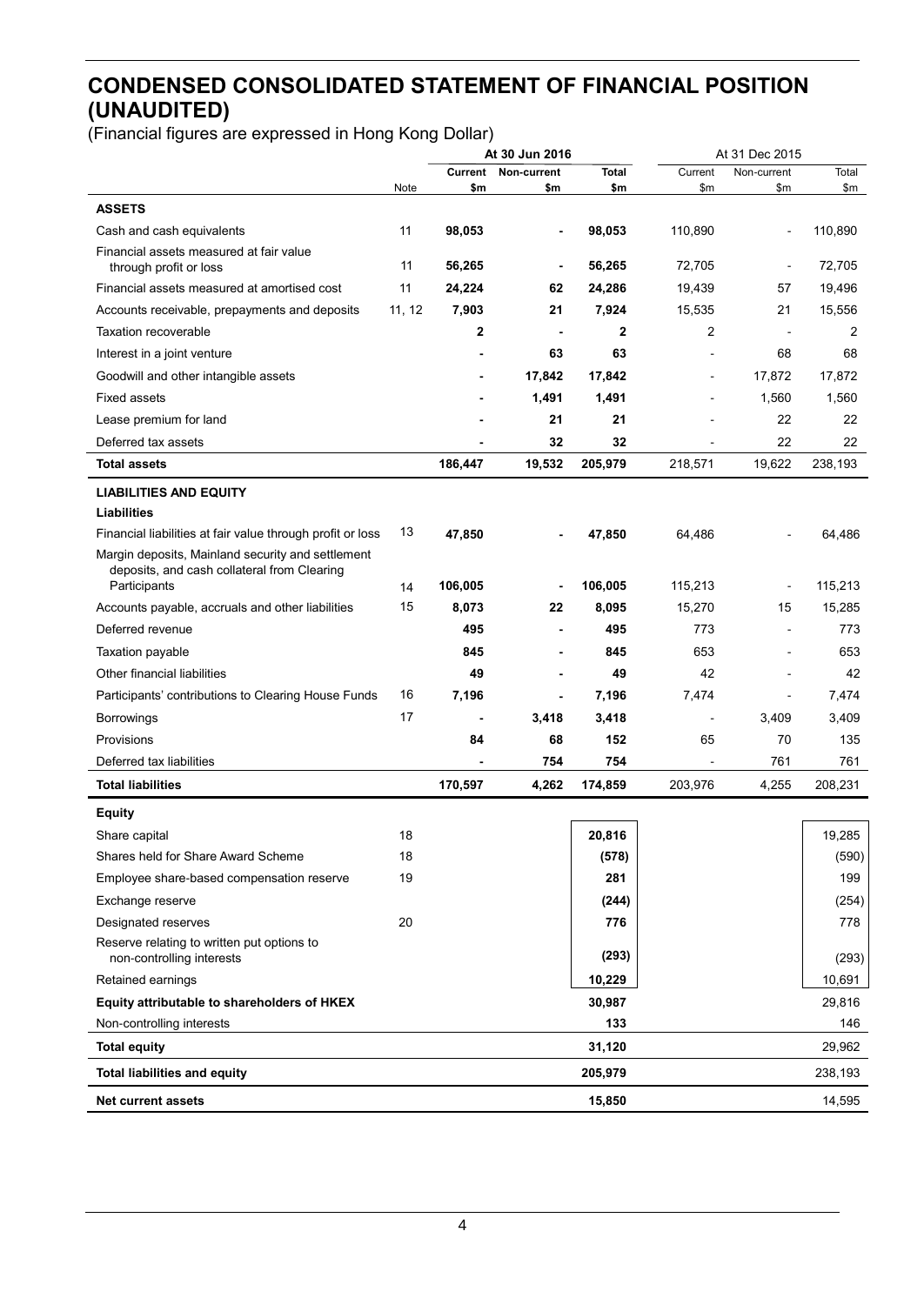# CONDENSED CONSOLIDATED STATEMENT OF FINANCIAL POSITION (UNAUDITED)

(Financial figures are expressed in Hong Kong Dollar)

| | | At 30 Jun 2016 | | | At 31 Dec 2015 | | |
|---|---|---|---|---|---|---|---|
| | Note | Current $m | Non-current $m | Total $m | Current $m | Non-current $m | Total $m |
| **ASSETS** | | | | | | | |
| Cash and cash equivalents | 11 | **98,053** | **-** | **98,053** | 110,890 | - | 110,890 |
| Financial assets measured at fair value through profit or loss | 11 | **56,265** | **-** | **56,265** | 72,705 | - | 72,705 |
| Financial assets measured at amortised cost | 11 | **24,224** | **62** | **24,286** | 19,439 | 57 | 19,496 |
| Accounts receivable, prepayments and deposits | 11, 12 | **7,903** | **21** | **7,924** | 15,535 | 21 | 15,556 |
| Taxation recoverable | | **2** | **-** | **2** | 2 | - | 2 |
| Interest in a joint venture | | **-** | **63** | **63** | - | 68 | 68 |
| Goodwill and other intangible assets | | **-** | **17,842** | **17,842** | - | 17,872 | 17,872 |
| Fixed assets | | **-** | **1,491** | **1,491** | - | 1,560 | 1,560 |
| Lease premium for land | | **-** | **21** | **21** | - | 22 | 22 |
| Deferred tax assets | | **-** | **32** | **32** | - | 22 | 22 |
| **Total assets** | | **186,447** | **19,532** | **205,979** | 218,571 | 19,622 | 238,193 |
| **LIABILITIES AND EQUITY** | | | | | | | |
| **Liabilities** | | | | | | | |
| Financial liabilities at fair value through profit or loss | 13 | **47,850** | **-** | **47,850** | 64,486 | - | 64,486 |
| Margin deposits, Mainland security and settlement deposits, and cash collateral from Clearing Participants | 14 | **106,005** | **-** | **106,005** | 115,213 | - | 115,213 |
| Accounts payable, accruals and other liabilities | 15 | **8,073** | **22** | **8,095** | 15,270 | 15 | 15,285 |
| Deferred revenue | | **495** | **-** | **495** | 773 | - | 773 |
| Taxation payable | | **845** | **-** | **845** | 653 | - | 653 |
| Other financial liabilities | | **49** | **-** | **49** | 42 | - | 42 |
| Participants' contributions to Clearing House Funds | 16 | **7,196** | **-** | **7,196** | 7,474 | - | 7,474 |
| Borrowings | 17 | **-** | **3,418** | **3,418** | - | 3,409 | 3,409 |
| Provisions | | **84** | **68** | **152** | 65 | 70 | 135 |
| Deferred tax liabilities | | **-** | **754** | **754** | - | 761 | 761 |
| **Total liabilities** | | **170,597** | **4,262** | **174,859** | 203,976 | 4,255 | 208,231 |
| **Equity** | | | | | | | |
| Share capital | 18 | | | **20,816** | | | 19,285 |
| Shares held for Share Award Scheme | 18 | | | **(578)** | | | (590) |
| Employee share-based compensation reserve | 19 | | | **281** | | | 199 |
| Exchange reserve | | | | **(244)** | | | (254) |
| Designated reserves | 20 | | | **776** | | | 778 |
| Reserve relating to written put options to non-controlling interests | | | | **(293)** | | | (293) |
| Retained earnings | | | | **10,229** | | | 10,691 |
| **Equity attributable to shareholders of HKEX** | | | | **30,987** | | | 29,816 |
| Non-controlling interests | | | | **133** | | | 146 |
| **Total equity** | | | | **31,120** | | | 29,962 |
| **Total liabilities and equity** | | | | **205,979** | | | 238,193 |
| **Net current assets** | | | | **15,850** | | | 14,595 |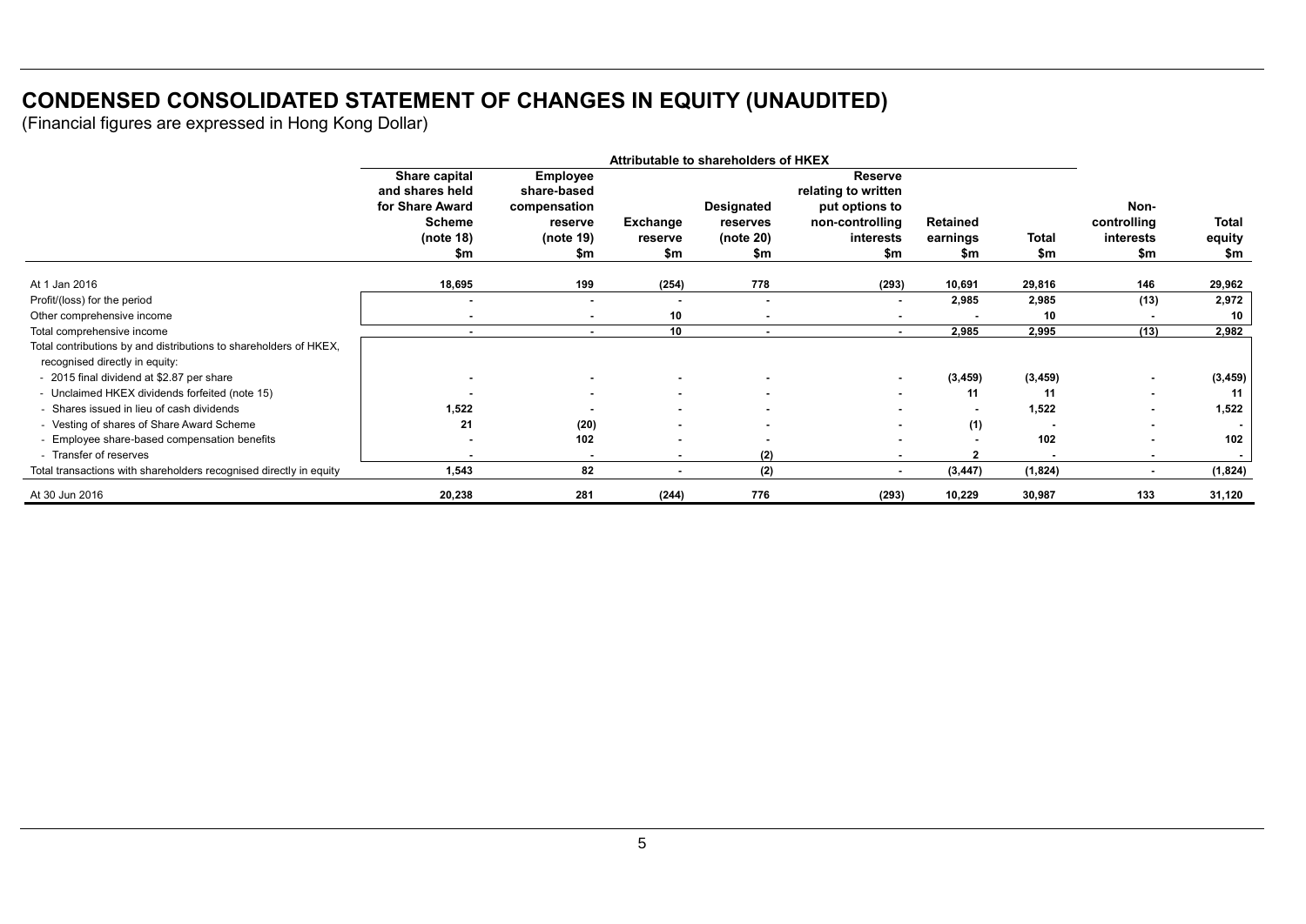# CONDENSED CONSOLIDATED STATEMENT OF CHANGES IN EQUITY (UNAUDITED)

(Financial figures are expressed in Hong Kong Dollar)

| | Attributable to shareholders of HKEX | | | | | | | | |
|---|---|---|---|---|---|---|---|---|---|
| | Share capital and shares held for Share Award Scheme (note 18) $m | Employee share-based compensation reserve (note 19) $m | Exchange reserve $m | Designated reserves (note 20) $m | Reserve relating to written put options to non-controlling interests $m | Retained earnings $m | Total $m | Non-controlling interests $m | Total equity $m |
| At 1 Jan 2016 | 18,695 | 199 | (254) | 778 | (293) | 10,691 | 29,816 | 146 | 29,962 |
| Profit/(loss) for the period | - | - | - | - | - | 2,985 | 2,985 | (13) | 2,972 |
| Other comprehensive income | - | - | 10 | - | - | - | 10 | - | 10 |
| Total comprehensive income | - | - | 10 | - | - | 2,985 | 2,995 | (13) | 2,982 |
| Total contributions by and distributions to shareholders of HKEX, recognised directly in equity: | | | | | | | | | |
| - 2015 final dividend at $2.87 per share | - | - | - | - | - | (3,459) | (3,459) | - | (3,459) |
| - Unclaimed HKEX dividends forfeited (note 15) | - | - | - | - | - | 11 | 11 | - | 11 |
| - Shares issued in lieu of cash dividends | 1,522 | - | - | - | - | - | 1,522 | - | 1,522 |
| - Vesting of shares of Share Award Scheme | 21 | (20) | - | - | - | (1) | - | - | - |
| - Employee share-based compensation benefits | - | 102 | - | - | - | - | 102 | - | 102 |
| - Transfer of reserves | - | - | - | (2) | - | 2 | - | - | - |
| Total transactions with shareholders recognised directly in equity | 1,543 | 82 | - | (2) | - | (3,447) | (1,824) | - | (1,824) |
| At 30 Jun 2016 | 20,238 | 281 | (244) | 776 | (293) | 10,229 | 30,987 | 133 | 31,120 |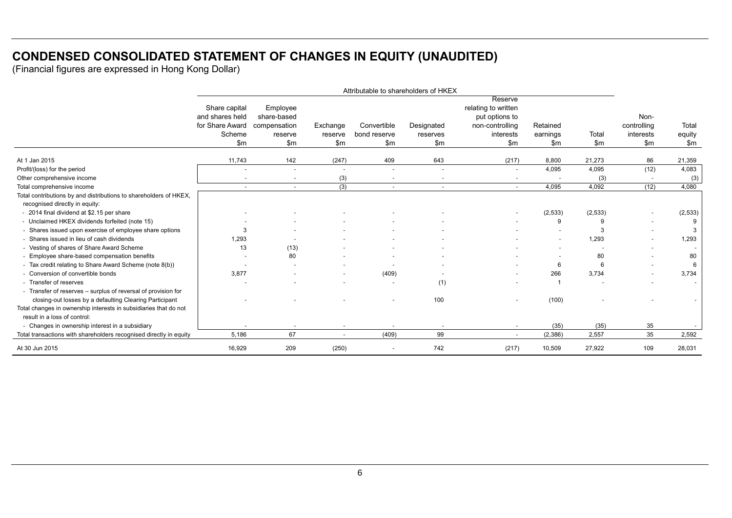# CONDENSED CONSOLIDATED STATEMENT OF CHANGES IN EQUITY (UNAUDITED)

(Financial figures are expressed in Hong Kong Dollar)

| | Attributable to shareholders of HKEX | | | | | | | | | |
|---|---|---|---|---|---|---|---|---|---|---|
| | Share capital and shares held for Share Award Scheme $m | Employee share-based compensation reserve $m | Exchange reserve $m | Convertible bond reserve $m | Designated reserves $m | Reserve relating to written put options to non-controlling interests $m | Retained earnings $m | Total $m | Non-controlling interests $m | Total equity $m |
| At 1 Jan 2015 | 11,743 | 142 | (247) | 409 | 643 | (217) | 8,800 | 21,273 | 86 | 21,359 |
| Profit/(loss) for the period | - | - | - | - | - | - | 4,095 | 4,095 | (12) | 4,083 |
| Other comprehensive income | - | - | (3) | - | - | - | - | (3) | - | (3) |
| Total comprehensive income | - | - | (3) | - | - | - | 4,095 | 4,092 | (12) | 4,080 |
| Total contributions by and distributions to shareholders of HKEX, recognised directly in equity: | | | | | | | | | | |
| - 2014 final dividend at $2.15 per share | - | - | - | - | - | - | (2,533) | (2,533) | - | (2,533) |
| - Unclaimed HKEX dividends forfeited (note 15) | - | - | - | - | - | - | 9 | 9 | - | 9 |
| - Shares issued upon exercise of employee share options | 3 | - | - | - | - | - | - | 3 | - | 3 |
| - Shares issued in lieu of cash dividends | 1,293 | - | - | - | - | - | - | 1,293 | - | 1,293 |
| - Vesting of shares of Share Award Scheme | 13 | (13) | - | - | - | - | - | - | - | - |
| - Employee share-based compensation benefits | - | 80 | - | - | - | - | - | 80 | - | 80 |
| - Tax credit relating to Share Award Scheme (note 8(b)) | - | - | - | - | - | - | 6 | 6 | - | 6 |
| - Conversion of convertible bonds | 3,877 | - | - | (409) | - | - | 266 | 3,734 | - | 3,734 |
| - Transfer of reserves | - | - | - | - | (1) | - | 1 | - | - | - |
| - Transfer of reserves – surplus of reversal of provision for closing-out losses by a defaulting Clearing Participant | - | - | - | - | 100 | - | (100) | - | - | - |
| Total changes in ownership interests in subsidiaries that do not result in a loss of control: | | | | | | | | | | |
| - Changes in ownership interest in a subsidiary | - | - | - | - | - | - | (35) | (35) | 35 | - |
| Total transactions with shareholders recognised directly in equity | 5,186 | 67 | - | (409) | 99 | - | (2,386) | 2,557 | 35 | 2,592 |
| At 30 Jun 2015 | 16,929 | 209 | (250) | - | 742 | (217) | 10,509 | 27,922 | 109 | 28,031 |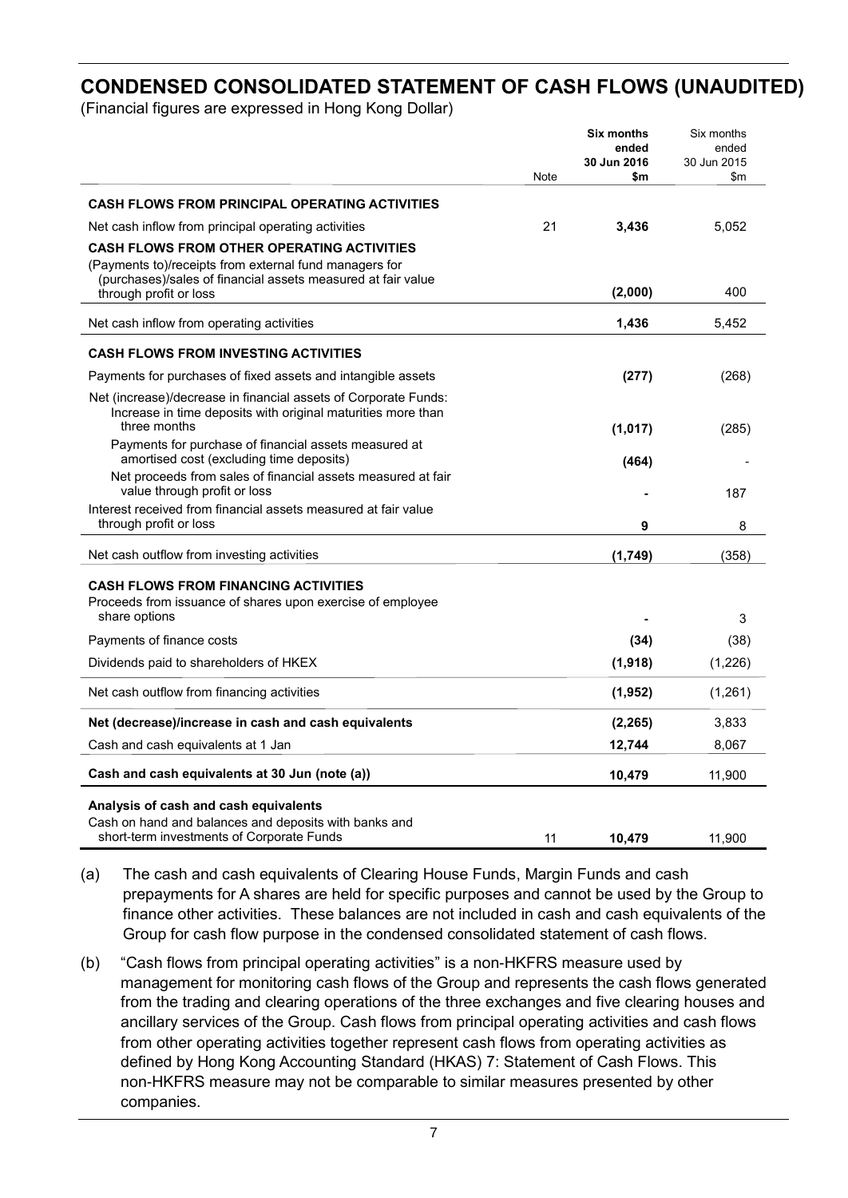# CONDENSED CONSOLIDATED STATEMENT OF CASH FLOWS (UNAUDITED)

(Financial figures are expressed in Hong Kong Dollar)

| | Note | **Six months ended 30 Jun 2016 $m** | Six months ended 30 Jun 2015 $m |
|---|---|---|---|
| **CASH FLOWS FROM PRINCIPAL OPERATING ACTIVITIES** | | | |
| Net cash inflow from principal operating activities | 21 | **3,436** | 5,052 |
| **CASH FLOWS FROM OTHER OPERATING ACTIVITIES** | | | |
| (Payments to)/receipts from external fund managers for (purchases)/sales of financial assets measured at fair value through profit or loss | | **(2,000)** | 400 |
| Net cash inflow from operating activities | | **1,436** | 5,452 |
| **CASH FLOWS FROM INVESTING ACTIVITIES** | | | |
| Payments for purchases of fixed assets and intangible assets | | **(277)** | (268) |
| Net (increase)/decrease in financial assets of Corporate Funds: | | | |
| Increase in time deposits with original maturities more than three months | | **(1,017)** | (285) |
| Payments for purchase of financial assets measured at amortised cost (excluding time deposits) | | **(464)** | - |
| Net proceeds from sales of financial assets measured at fair value through profit or loss | | **-** | 187 |
| Interest received from financial assets measured at fair value through profit or loss | | **9** | 8 |
| Net cash outflow from investing activities | | **(1,749)** | (358) |
| **CASH FLOWS FROM FINANCING ACTIVITIES** | | | |
| Proceeds from issuance of shares upon exercise of employee share options | | **-** | 3 |
| Payments of finance costs | | **(34)** | (38) |
| Dividends paid to shareholders of HKEX | | **(1,918)** | (1,226) |
| Net cash outflow from financing activities | | **(1,952)** | (1,261) |
| **Net (decrease)/increase in cash and cash equivalents** | | **(2,265)** | 3,833 |
| Cash and cash equivalents at 1 Jan | | **12,744** | 8,067 |
| **Cash and cash equivalents at 30 Jun (note (a))** | | **10,479** | 11,900 |
| **Analysis of cash and cash equivalents** | | | |
| Cash on hand and balances and deposits with banks and short-term investments of Corporate Funds | 11 | **10,479** | 11,900 |

(a) The cash and cash equivalents of Clearing House Funds, Margin Funds and cash prepayments for A shares are held for specific purposes and cannot be used by the Group to finance other activities. These balances are not included in cash and cash equivalents of the Group for cash flow purpose in the condensed consolidated statement of cash flows.

(b) "Cash flows from principal operating activities" is a non-HKFRS measure used by management for monitoring cash flows of the Group and represents the cash flows generated from the trading and clearing operations of the three exchanges and five clearing houses and ancillary services of the Group. Cash flows from principal operating activities and cash flows from other operating activities together represent cash flows from operating activities as defined by Hong Kong Accounting Standard (HKAS) 7: Statement of Cash Flows. This non-HKFRS measure may not be comparable to similar measures presented by other companies.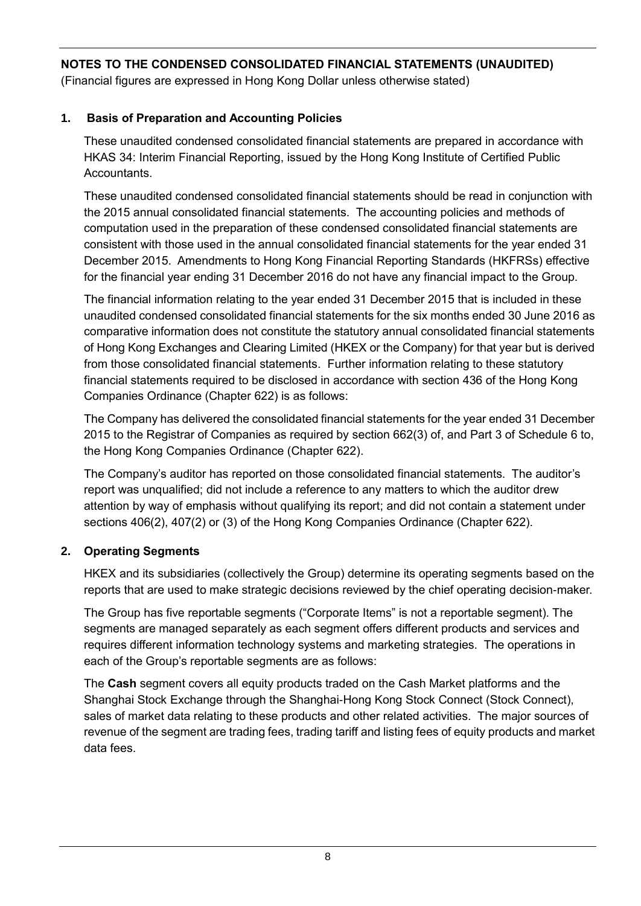## NOTES TO THE CONDENSED CONSOLIDATED FINANCIAL STATEMENTS (UNAUDITED)

(Financial figures are expressed in Hong Kong Dollar unless otherwise stated)

### 1. Basis of Preparation and Accounting Policies

These unaudited condensed consolidated financial statements are prepared in accordance with HKAS 34: Interim Financial Reporting, issued by the Hong Kong Institute of Certified Public Accountants.

These unaudited condensed consolidated financial statements should be read in conjunction with the 2015 annual consolidated financial statements. The accounting policies and methods of computation used in the preparation of these condensed consolidated financial statements are consistent with those used in the annual consolidated financial statements for the year ended 31 December 2015. Amendments to Hong Kong Financial Reporting Standards (HKFRSs) effective for the financial year ending 31 December 2016 do not have any financial impact to the Group.

The financial information relating to the year ended 31 December 2015 that is included in these unaudited condensed consolidated financial statements for the six months ended 30 June 2016 as comparative information does not constitute the statutory annual consolidated financial statements of Hong Kong Exchanges and Clearing Limited (HKEX or the Company) for that year but is derived from those consolidated financial statements. Further information relating to these statutory financial statements required to be disclosed in accordance with section 436 of the Hong Kong Companies Ordinance (Chapter 622) is as follows:

The Company has delivered the consolidated financial statements for the year ended 31 December 2015 to the Registrar of Companies as required by section 662(3) of, and Part 3 of Schedule 6 to, the Hong Kong Companies Ordinance (Chapter 622).

The Company's auditor has reported on those consolidated financial statements. The auditor's report was unqualified; did not include a reference to any matters to which the auditor drew attention by way of emphasis without qualifying its report; and did not contain a statement under sections 406(2), 407(2) or (3) of the Hong Kong Companies Ordinance (Chapter 622).

### 2. Operating Segments

HKEX and its subsidiaries (collectively the Group) determine its operating segments based on the reports that are used to make strategic decisions reviewed by the chief operating decision-maker.

The Group has five reportable segments ("Corporate Items" is not a reportable segment). The segments are managed separately as each segment offers different products and services and requires different information technology systems and marketing strategies. The operations in each of the Group's reportable segments are as follows:

The **Cash** segment covers all equity products traded on the Cash Market platforms and the Shanghai Stock Exchange through the Shanghai-Hong Kong Stock Connect (Stock Connect), sales of market data relating to these products and other related activities. The major sources of revenue of the segment are trading fees, trading tariff and listing fees of equity products and market data fees.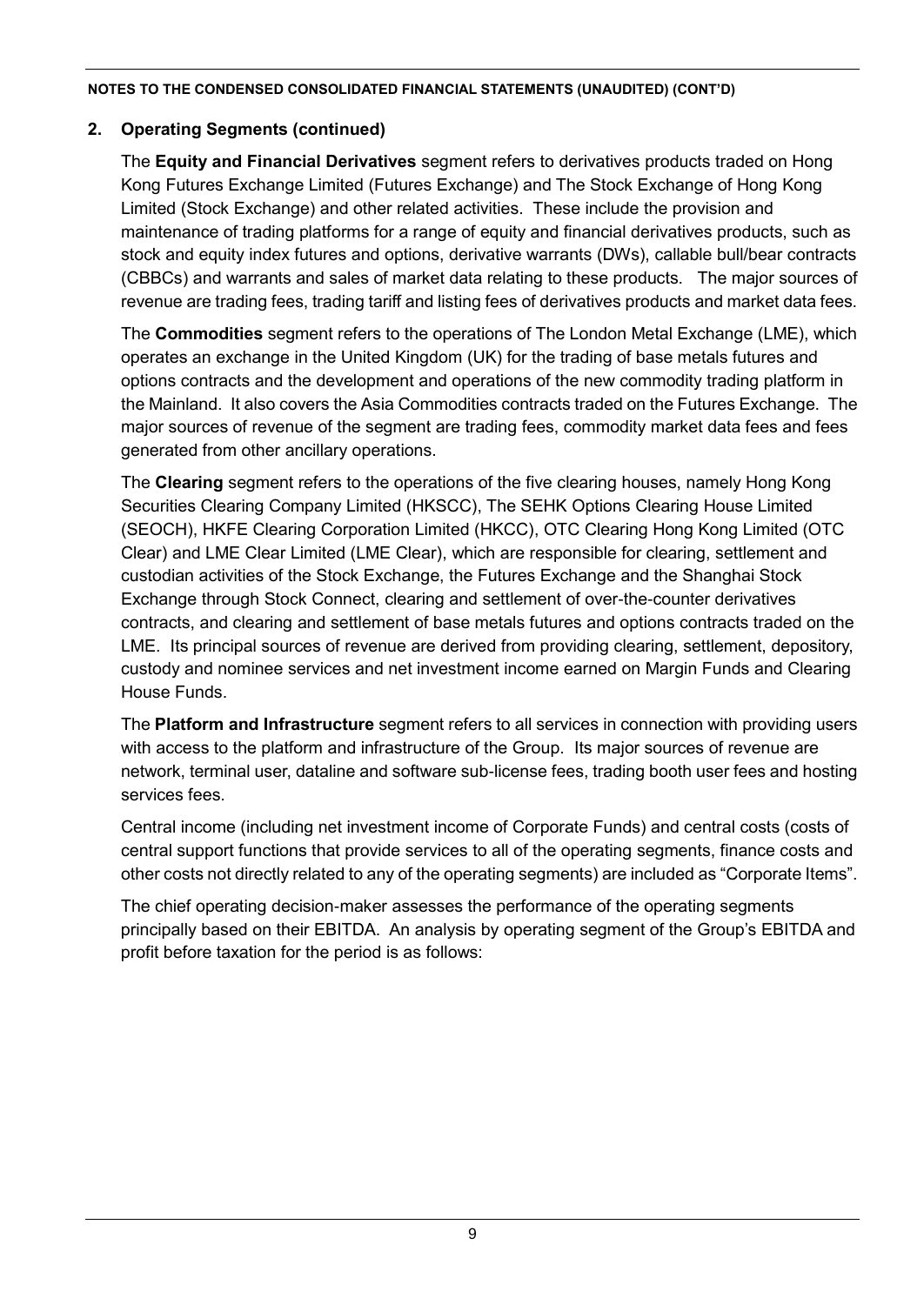## 2. Operating Segments (continued)

The **Equity and Financial Derivatives** segment refers to derivatives products traded on Hong Kong Futures Exchange Limited (Futures Exchange) and The Stock Exchange of Hong Kong Limited (Stock Exchange) and other related activities. These include the provision and maintenance of trading platforms for a range of equity and financial derivatives products, such as stock and equity index futures and options, derivative warrants (DWs), callable bull/bear contracts (CBBCs) and warrants and sales of market data relating to these products. The major sources of revenue are trading fees, trading tariff and listing fees of derivatives products and market data fees.

The **Commodities** segment refers to the operations of The London Metal Exchange (LME), which operates an exchange in the United Kingdom (UK) for the trading of base metals futures and options contracts and the development and operations of the new commodity trading platform in the Mainland. It also covers the Asia Commodities contracts traded on the Futures Exchange. The major sources of revenue of the segment are trading fees, commodity market data fees and fees generated from other ancillary operations.

The **Clearing** segment refers to the operations of the five clearing houses, namely Hong Kong Securities Clearing Company Limited (HKSCC), The SEHK Options Clearing House Limited (SEOCH), HKFE Clearing Corporation Limited (HKCC), OTC Clearing Hong Kong Limited (OTC Clear) and LME Clear Limited (LME Clear), which are responsible for clearing, settlement and custodian activities of the Stock Exchange, the Futures Exchange and the Shanghai Stock Exchange through Stock Connect, clearing and settlement of over-the-counter derivatives contracts, and clearing and settlement of base metals futures and options contracts traded on the LME. Its principal sources of revenue are derived from providing clearing, settlement, depository, custody and nominee services and net investment income earned on Margin Funds and Clearing House Funds.

The **Platform and Infrastructure** segment refers to all services in connection with providing users with access to the platform and infrastructure of the Group. Its major sources of revenue are network, terminal user, dataline and software sub-license fees, trading booth user fees and hosting services fees.

Central income (including net investment income of Corporate Funds) and central costs (costs of central support functions that provide services to all of the operating segments, finance costs and other costs not directly related to any of the operating segments) are included as "Corporate Items".

The chief operating decision-maker assesses the performance of the operating segments principally based on their EBITDA. An analysis by operating segment of the Group's EBITDA and profit before taxation for the period is as follows: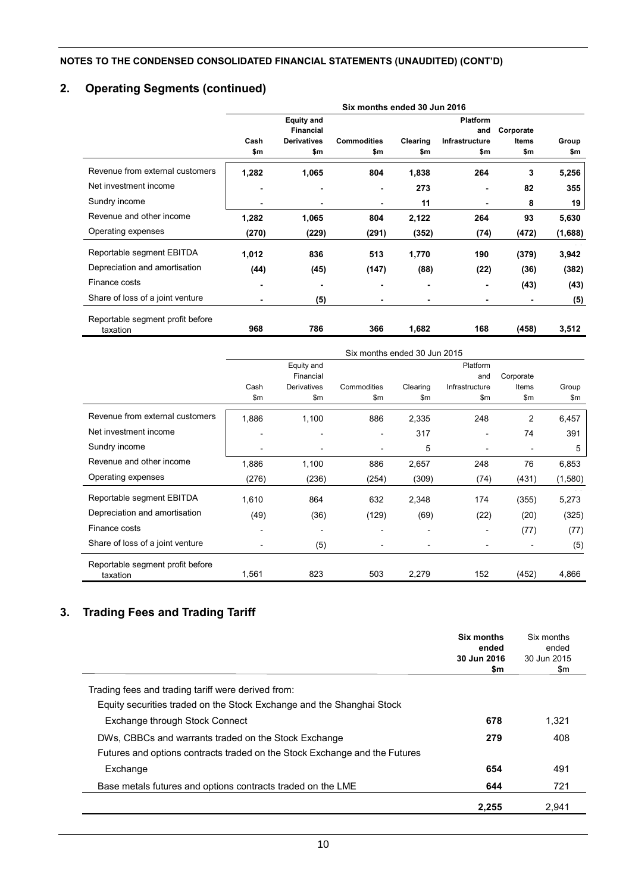**NOTES TO THE CONDENSED CONSOLIDATED FINANCIAL STATEMENTS (UNAUDITED) (CONT'D)**

## 2. Operating Segments (continued)

| | Six months ended 30 Jun 2016 | | | | | | |
|---|---|---|---|---|---|---|---|
| | **Cash $m** | **Equity and Financial Derivatives $m** | **Commodities $m** | **Clearing $m** | **Platform and Infrastructure $m** | **Corporate Items $m** | **Group $m** |
| Revenue from external customers | **1,282** | **1,065** | **804** | **1,838** | **264** | **3** | **5,256** |
| Net investment income | **-** | **-** | **-** | **273** | **-** | **82** | **355** |
| Sundry income | **-** | **-** | **-** | **11** | **-** | **8** | **19** |
| Revenue and other income | **1,282** | **1,065** | **804** | **2,122** | **264** | **93** | **5,630** |
| Operating expenses | **(270)** | **(229)** | **(291)** | **(352)** | **(74)** | **(472)** | **(1,688)** |
| Reportable segment EBITDA | **1,012** | **836** | **513** | **1,770** | **190** | **(379)** | **3,942** |
| Depreciation and amortisation | **(44)** | **(45)** | **(147)** | **(88)** | **(22)** | **(36)** | **(382)** |
| Finance costs | **-** | **-** | **-** | **-** | **-** | **(43)** | **(43)** |
| Share of loss of a joint venture | **-** | **(5)** | **-** | **-** | **-** | **-** | **(5)** |
| Reportable segment profit before taxation | **968** | **786** | **366** | **1,682** | **168** | **(458)** | **3,512** |

| | Six months ended 30 Jun 2015 | | | | | | |
|---|---|---|---|---|---|---|---|
| | Cash $m | Equity and Financial Derivatives $m | Commodities $m | Clearing $m | Platform and Infrastructure $m | Corporate Items $m | Group $m |
| Revenue from external customers | 1,886 | 1,100 | 886 | 2,335 | 248 | 2 | 6,457 |
| Net investment income | - | - | - | 317 | - | 74 | 391 |
| Sundry income | - | - | - | 5 | - | - | 5 |
| Revenue and other income | 1,886 | 1,100 | 886 | 2,657 | 248 | 76 | 6,853 |
| Operating expenses | (276) | (236) | (254) | (309) | (74) | (431) | (1,580) |
| Reportable segment EBITDA | 1,610 | 864 | 632 | 2,348 | 174 | (355) | 5,273 |
| Depreciation and amortisation | (49) | (36) | (129) | (69) | (22) | (20) | (325) |
| Finance costs | - | - | - | - | - | (77) | (77) |
| Share of loss of a joint venture | - | (5) | - | - | - | - | (5) |
| Reportable segment profit before taxation | 1,561 | 823 | 503 | 2,279 | 152 | (452) | 4,866 |

## 3. Trading Fees and Trading Tariff

| | **Six months ended 30 Jun 2016 $m** | Six months ended 30 Jun 2015 $m |
|---|---|---|
| Trading fees and trading tariff were derived from: | | |
| Equity securities traded on the Stock Exchange and the Shanghai Stock Exchange through Stock Connect | **678** | 1,321 |
| DWs, CBBCs and warrants traded on the Stock Exchange | **279** | 408 |
| Futures and options contracts traded on the Stock Exchange and the Futures Exchange | **654** | 491 |
| Base metals futures and options contracts traded on the LME | **644** | 721 |
| | **2,255** | 2,941 |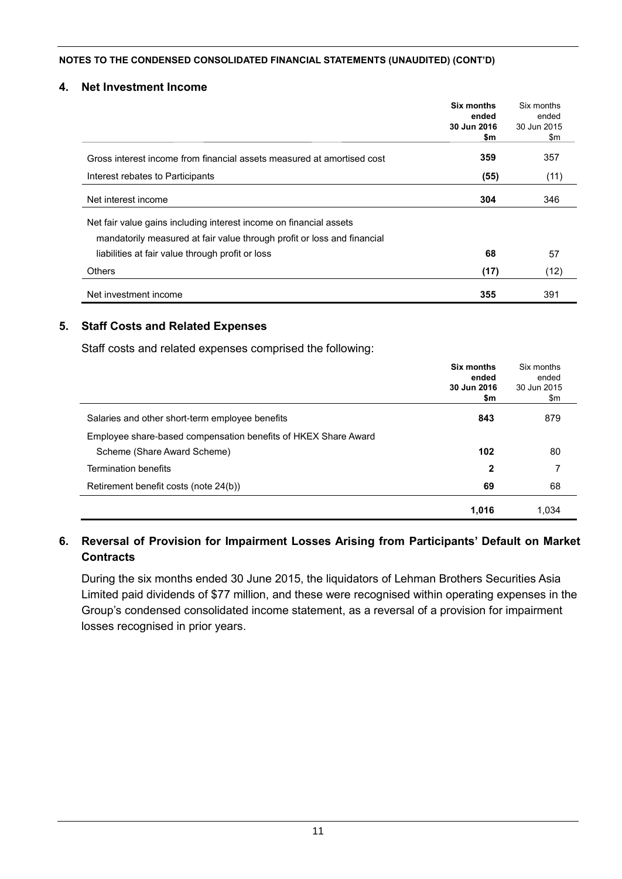**NOTES TO THE CONDENSED CONSOLIDATED FINANCIAL STATEMENTS (UNAUDITED) (CONT'D)**

## 4. Net Investment Income

| | **Six months ended 30 Jun 2016 $m** | Six months ended 30 Jun 2015 $m |
|---|---|---|
| Gross interest income from financial assets measured at amortised cost | **359** | 357 |
| Interest rebates to Participants | **(55)** | (11) |
| Net interest income | **304** | 346 |
| Net fair value gains including interest income on financial assets mandatorily measured at fair value through profit or loss and financial liabilities at fair value through profit or loss | **68** | 57 |
| Others | **(17)** | (12) |
| Net investment income | **355** | 391 |

## 5. Staff Costs and Related Expenses

Staff costs and related expenses comprised the following:

| | **Six months ended 30 Jun 2016 $m** | Six months ended 30 Jun 2015 $m |
|---|---|---|
| Salaries and other short-term employee benefits | **843** | 879 |
| Employee share-based compensation benefits of HKEX Share Award Scheme (Share Award Scheme) | **102** | 80 |
| Termination benefits | **2** | 7 |
| Retirement benefit costs (note 24(b)) | **69** | 68 |
| | **1,016** | 1,034 |

## 6. Reversal of Provision for Impairment Losses Arising from Participants' Default on Market Contracts

During the six months ended 30 June 2015, the liquidators of Lehman Brothers Securities Asia Limited paid dividends of $77 million, and these were recognised within operating expenses in the Group's condensed consolidated income statement, as a reversal of a provision for impairment losses recognised in prior years.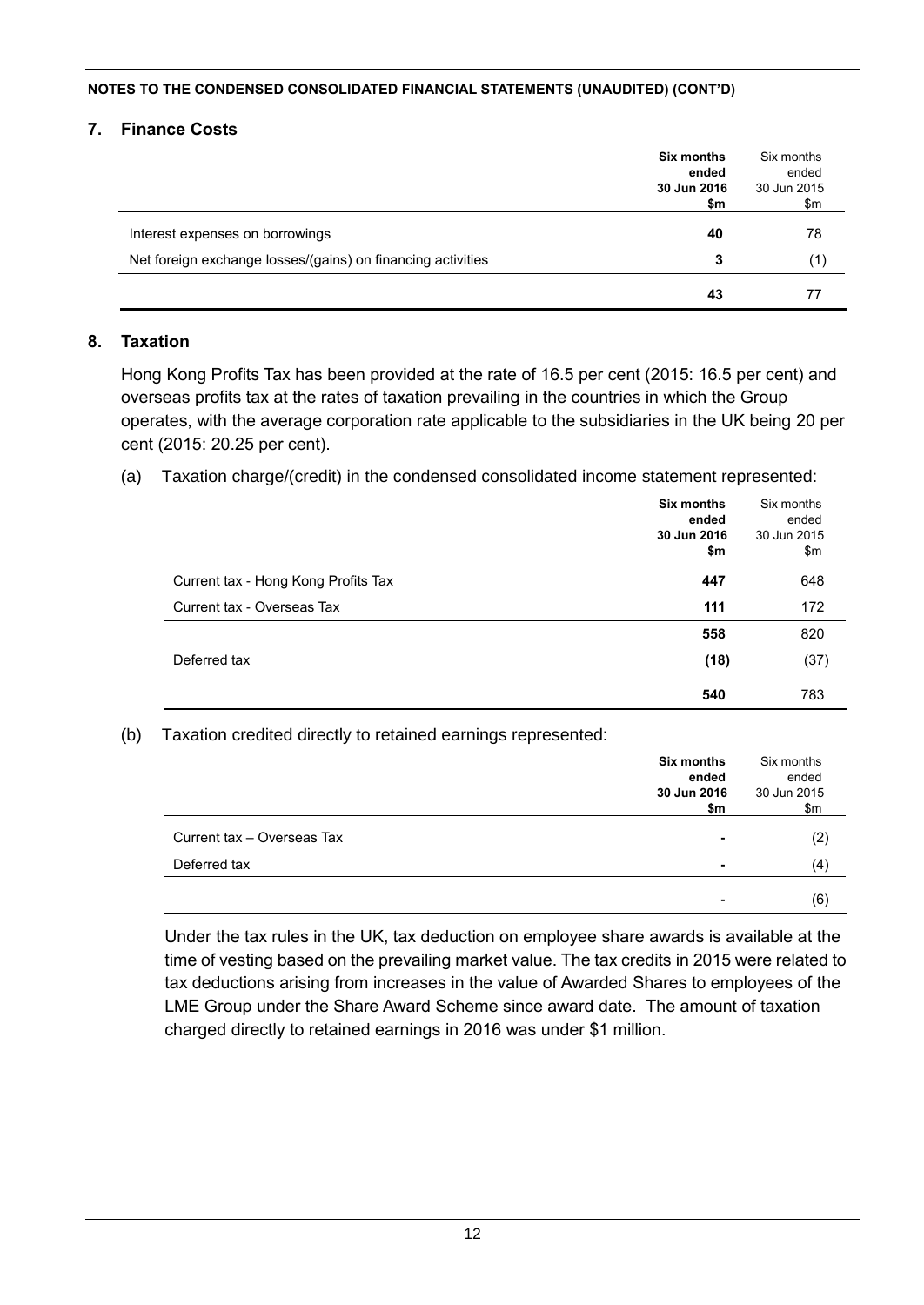NOTES TO THE CONDENSED CONSOLIDATED FINANCIAL STATEMENTS (UNAUDITED) (CONT'D)

## 7. Finance Costs

| | **Six months ended 30 Jun 2016 $m** | Six months ended 30 Jun 2015 $m |
|---|---|---|
| Interest expenses on borrowings | **40** | 78 |
| Net foreign exchange losses/(gains) on financing activities | **3** | (1) |
| | **43** | 77 |

## 8. Taxation

Hong Kong Profits Tax has been provided at the rate of 16.5 per cent (2015: 16.5 per cent) and overseas profits tax at the rates of taxation prevailing in the countries in which the Group operates, with the average corporation rate applicable to the subsidiaries in the UK being 20 per cent (2015: 20.25 per cent).

(a) Taxation charge/(credit) in the condensed consolidated income statement represented:

| | **Six months ended 30 Jun 2016 $m** | Six months ended 30 Jun 2015 $m |
|---|---|---|
| Current tax - Hong Kong Profits Tax | **447** | 648 |
| Current tax - Overseas Tax | **111** | 172 |
| | **558** | 820 |
| Deferred tax | **(18)** | (37) |
| | **540** | 783 |

(b) Taxation credited directly to retained earnings represented:

| | **Six months ended 30 Jun 2016 $m** | Six months ended 30 Jun 2015 $m |
|---|---|---|
| Current tax – Overseas Tax | **-** | (2) |
| Deferred tax | **-** | (4) |
| | **-** | (6) |

Under the tax rules in the UK, tax deduction on employee share awards is available at the time of vesting based on the prevailing market value. The tax credits in 2015 were related to tax deductions arising from increases in the value of Awarded Shares to employees of the LME Group under the Share Award Scheme since award date. The amount of taxation charged directly to retained earnings in 2016 was under $1 million.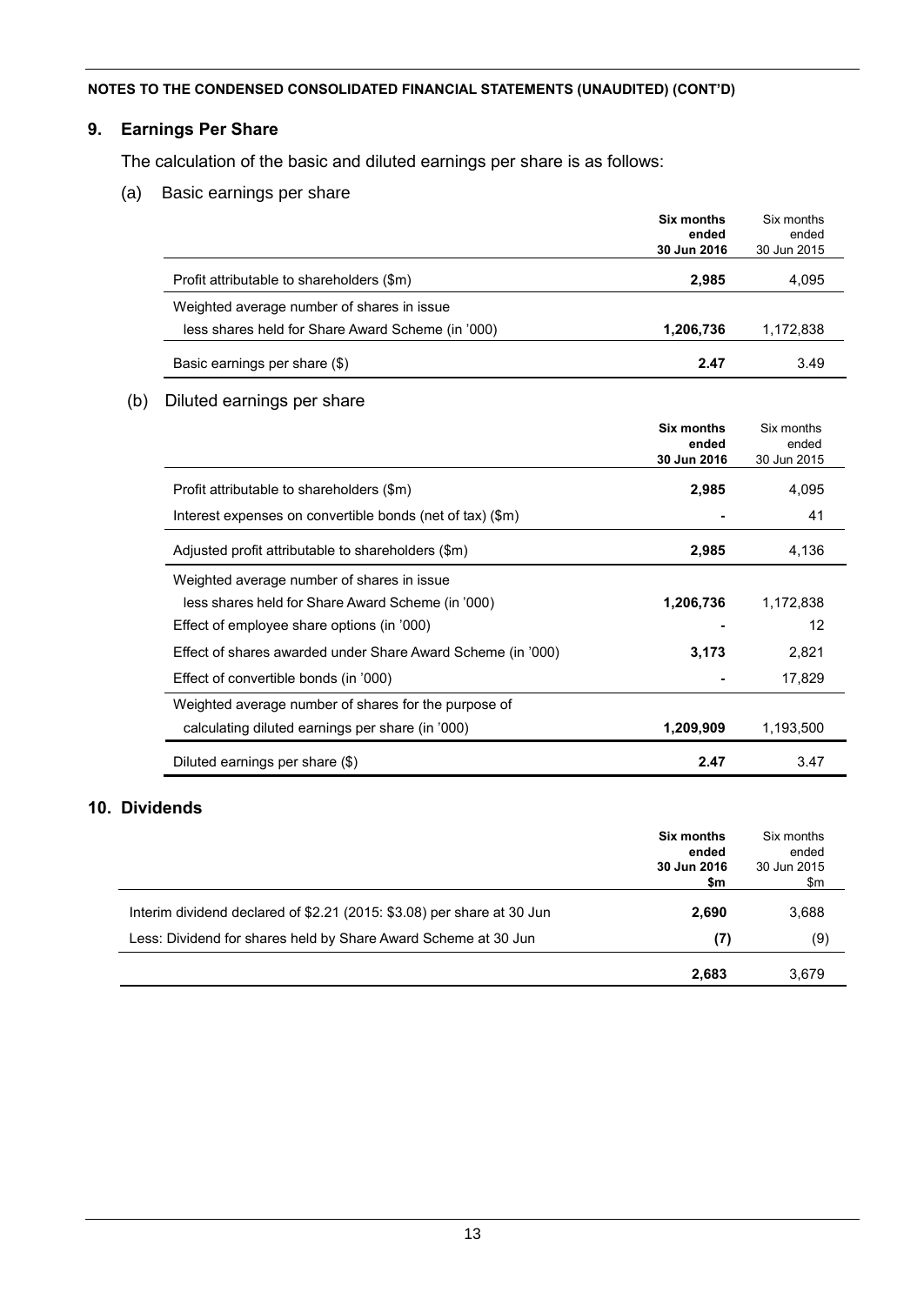**NOTES TO THE CONDENSED CONSOLIDATED FINANCIAL STATEMENTS (UNAUDITED) (CONT'D)**

## 9. Earnings Per Share

The calculation of the basic and diluted earnings per share is as follows:

(a) Basic earnings per share

| | **Six months ended 30 Jun 2016** | Six months ended 30 Jun 2015 |
|---|---|---|
| Profit attributable to shareholders ($m) | **2,985** | 4,095 |
| Weighted average number of shares in issue less shares held for Share Award Scheme (in '000) | **1,206,736** | 1,172,838 |
| Basic earnings per share ($) | **2.47** | 3.49 |

(b) Diluted earnings per share

| | **Six months ended 30 Jun 2016** | Six months ended 30 Jun 2015 |
|---|---|---|
| Profit attributable to shareholders ($m) | **2,985** | 4,095 |
| Interest expenses on convertible bonds (net of tax) ($m) | **-** | 41 |
| Adjusted profit attributable to shareholders ($m) | **2,985** | 4,136 |
| Weighted average number of shares in issue less shares held for Share Award Scheme (in '000) | **1,206,736** | 1,172,838 |
| Effect of employee share options (in '000) | **-** | 12 |
| Effect of shares awarded under Share Award Scheme (in '000) | **3,173** | 2,821 |
| Effect of convertible bonds (in '000) | **-** | 17,829 |
| Weighted average number of shares for the purpose of calculating diluted earnings per share (in '000) | **1,209,909** | 1,193,500 |
| Diluted earnings per share ($) | **2.47** | 3.47 |

## 10. Dividends

| | **Six months ended 30 Jun 2016 $m** | Six months ended 30 Jun 2015 $m |
|---|---|---|
| Interim dividend declared of $2.21 (2015: $3.08) per share at 30 Jun | **2,690** | 3,688 |
| Less: Dividend for shares held by Share Award Scheme at 30 Jun | **(7)** | (9) |
| | **2,683** | 3,679 |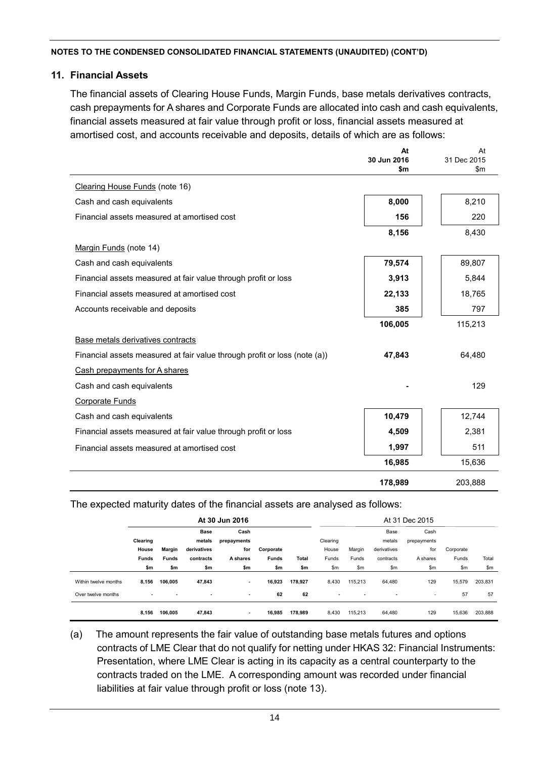NOTES TO THE CONDENSED CONSOLIDATED FINANCIAL STATEMENTS (UNAUDITED) (CONT'D)

## 11. Financial Assets

The financial assets of Clearing House Funds, Margin Funds, base metals derivatives contracts, cash prepayments for A shares and Corporate Funds are allocated into cash and cash equivalents, financial assets measured at fair value through profit or loss, financial assets measured at amortised cost, and accounts receivable and deposits, details of which are as follows:

| | At 30 Jun 2016 $m | At 31 Dec 2015 $m |
|---|---|---|
| Clearing House Funds (note 16) | | |
| Cash and cash equivalents | 8,000 | 8,210 |
| Financial assets measured at amortised cost | 156 | 220 |
| | 8,156 | 8,430 |
| Margin Funds (note 14) | | |
| Cash and cash equivalents | 79,574 | 89,807 |
| Financial assets measured at fair value through profit or loss | 3,913 | 5,844 |
| Financial assets measured at amortised cost | 22,133 | 18,765 |
| Accounts receivable and deposits | 385 | 797 |
| | 106,005 | 115,213 |
| Base metals derivatives contracts | | |
| Financial assets measured at fair value through profit or loss (note (a)) | 47,843 | 64,480 |
| Cash prepayments for A shares | | |
| Cash and cash equivalents | - | 129 |
| Corporate Funds | | |
| Cash and cash equivalents | 10,479 | 12,744 |
| Financial assets measured at fair value through profit or loss | 4,509 | 2,381 |
| Financial assets measured at amortised cost | 1,997 | 511 |
| | 16,985 | 15,636 |
| | 178,989 | 203,888 |

The expected maturity dates of the financial assets are analysed as follows:

| | At 30 Jun 2016 | | | | | | At 31 Dec 2015 | | | | | |
|---|---|---|---|---|---|---|---|---|---|---|---|---|
| | Clearing House Funds $m | Margin Funds $m | Base metals derivatives contracts $m | Cash prepayments for A shares $m | Corporate Funds $m | Total $m | Clearing House Funds $m | Margin Funds $m | Base metals derivatives contracts $m | Cash prepayments for A shares $m | Corporate Funds $m | Total $m |
| Within twelve months | 8,156 | 106,005 | 47,843 | - | 16,923 | 178,927 | 8,430 | 115,213 | 64,480 | 129 | 15,579 | 203,831 |
| Over twelve months | - | - | - | - | 62 | 62 | - | - | - | - | 57 | 57 |
| | 8,156 | 106,005 | 47,843 | - | 16,985 | 178,989 | 8,430 | 115,213 | 64,480 | 129 | 15,636 | 203,888 |

(a) The amount represents the fair value of outstanding base metals futures and options contracts of LME Clear that do not qualify for netting under HKAS 32: Financial Instruments: Presentation, where LME Clear is acting in its capacity as a central counterparty to the contracts traded on the LME. A corresponding amount was recorded under financial liabilities at fair value through profit or loss (note 13).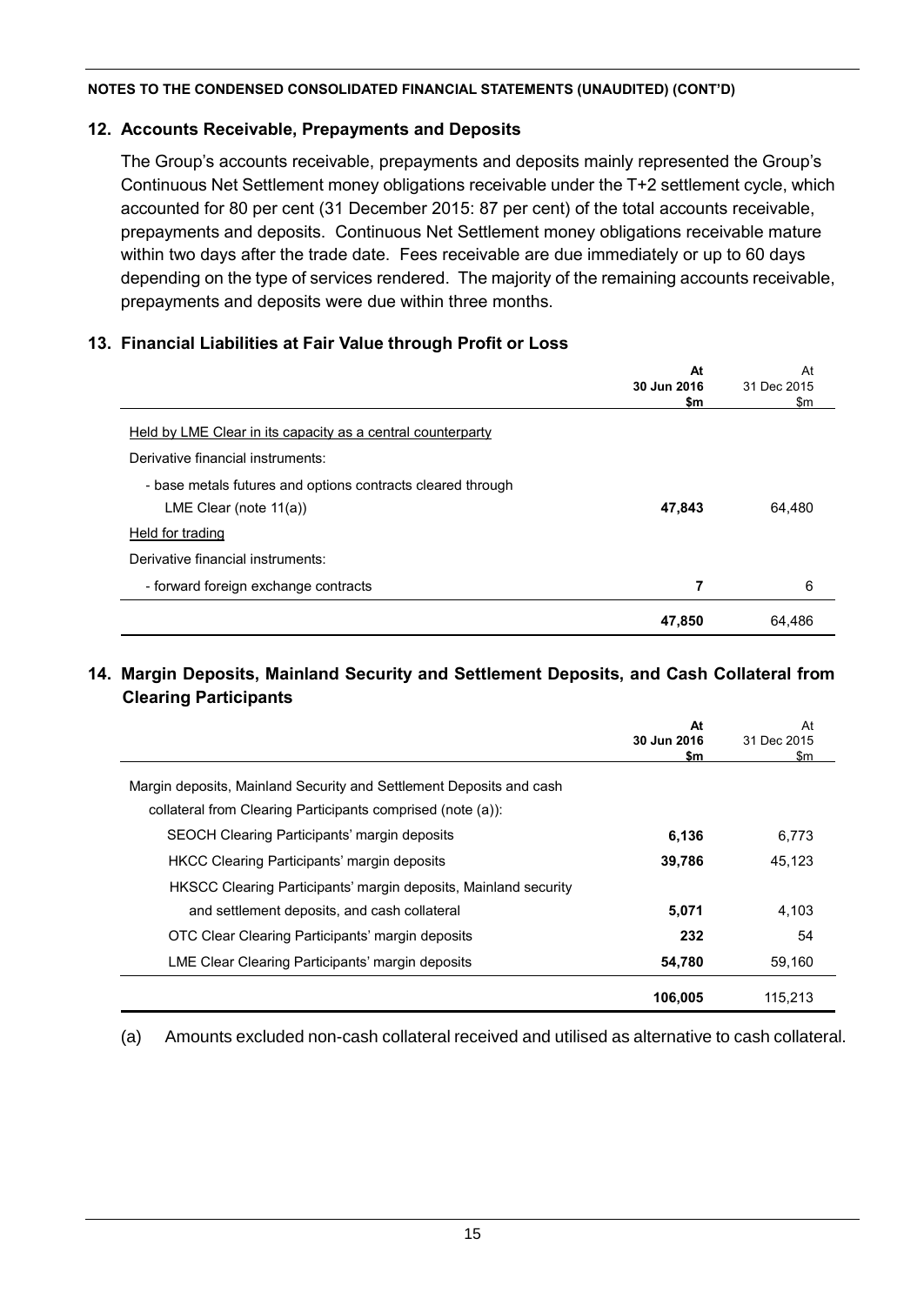**NOTES TO THE CONDENSED CONSOLIDATED FINANCIAL STATEMENTS (UNAUDITED) (CONT'D)**

## 12. Accounts Receivable, Prepayments and Deposits

The Group's accounts receivable, prepayments and deposits mainly represented the Group's Continuous Net Settlement money obligations receivable under the T+2 settlement cycle, which accounted for 80 per cent (31 December 2015: 87 per cent) of the total accounts receivable, prepayments and deposits. Continuous Net Settlement money obligations receivable mature within two days after the trade date. Fees receivable are due immediately or up to 60 days depending on the type of services rendered. The majority of the remaining accounts receivable, prepayments and deposits were due within three months.

## 13. Financial Liabilities at Fair Value through Profit or Loss

| | **At 30 Jun 2016 $m** | At 31 Dec 2015 $m |
|---|---|---|
| Held by LME Clear in its capacity as a central counterparty | | |
| Derivative financial instruments: | | |
| - base metals futures and options contracts cleared through LME Clear (note 11(a)) | **47,843** | 64,480 |
| Held for trading | | |
| Derivative financial instruments: | | |
| - forward foreign exchange contracts | **7** | 6 |
| | **47,850** | 64,486 |

## 14. Margin Deposits, Mainland Security and Settlement Deposits, and Cash Collateral from Clearing Participants

| | **At 30 Jun 2016 $m** | At 31 Dec 2015 $m |
|---|---|---|
| Margin deposits, Mainland Security and Settlement Deposits and cash collateral from Clearing Participants comprised (note (a)): | | |
| SEOCH Clearing Participants' margin deposits | **6,136** | 6,773 |
| HKCC Clearing Participants' margin deposits | **39,786** | 45,123 |
| HKSCC Clearing Participants' margin deposits, Mainland security and settlement deposits, and cash collateral | **5,071** | 4,103 |
| OTC Clear Clearing Participants' margin deposits | **232** | 54 |
| LME Clear Clearing Participants' margin deposits | **54,780** | 59,160 |
| | **106,005** | 115,213 |

(a) Amounts excluded non-cash collateral received and utilised as alternative to cash collateral.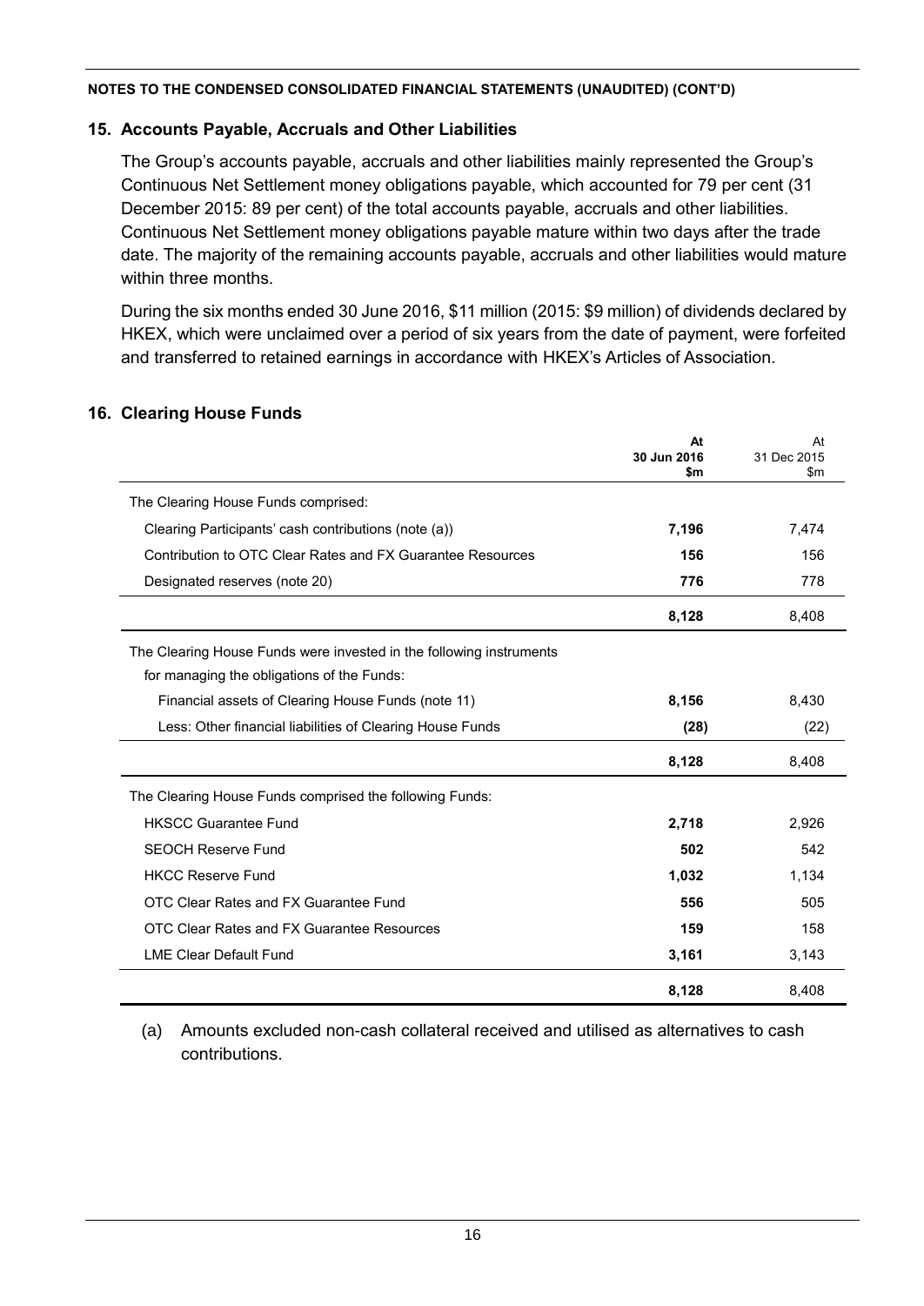**NOTES TO THE CONDENSED CONSOLIDATED FINANCIAL STATEMENTS (UNAUDITED) (CONT'D)**

## 15. Accounts Payable, Accruals and Other Liabilities

The Group's accounts payable, accruals and other liabilities mainly represented the Group's Continuous Net Settlement money obligations payable, which accounted for 79 per cent (31 December 2015: 89 per cent) of the total accounts payable, accruals and other liabilities. Continuous Net Settlement money obligations payable mature within two days after the trade date. The majority of the remaining accounts payable, accruals and other liabilities would mature within three months.

During the six months ended 30 June 2016, $11 million (2015: $9 million) of dividends declared by HKEX, which were unclaimed over a period of six years from the date of payment, were forfeited and transferred to retained earnings in accordance with HKEX's Articles of Association.

## 16. Clearing House Funds

| | **At 30 Jun 2016 $m** | At 31 Dec 2015 $m |
|---|---|---|
| The Clearing House Funds comprised: | | |
| Clearing Participants' cash contributions (note (a)) | **7,196** | 7,474 |
| Contribution to OTC Clear Rates and FX Guarantee Resources | **156** | 156 |
| Designated reserves (note 20) | **776** | 778 |
| | **8,128** | 8,408 |
| The Clearing House Funds were invested in the following instruments for managing the obligations of the Funds: | | |
| Financial assets of Clearing House Funds (note 11) | **8,156** | 8,430 |
| Less: Other financial liabilities of Clearing House Funds | **(28)** | (22) |
| | **8,128** | 8,408 |
| The Clearing House Funds comprised the following Funds: | | |
| HKSCC Guarantee Fund | **2,718** | 2,926 |
| SEOCH Reserve Fund | **502** | 542 |
| HKCC Reserve Fund | **1,032** | 1,134 |
| OTC Clear Rates and FX Guarantee Fund | **556** | 505 |
| OTC Clear Rates and FX Guarantee Resources | **159** | 158 |
| LME Clear Default Fund | **3,161** | 3,143 |
| | **8,128** | 8,408 |

(a) Amounts excluded non-cash collateral received and utilised as alternatives to cash contributions.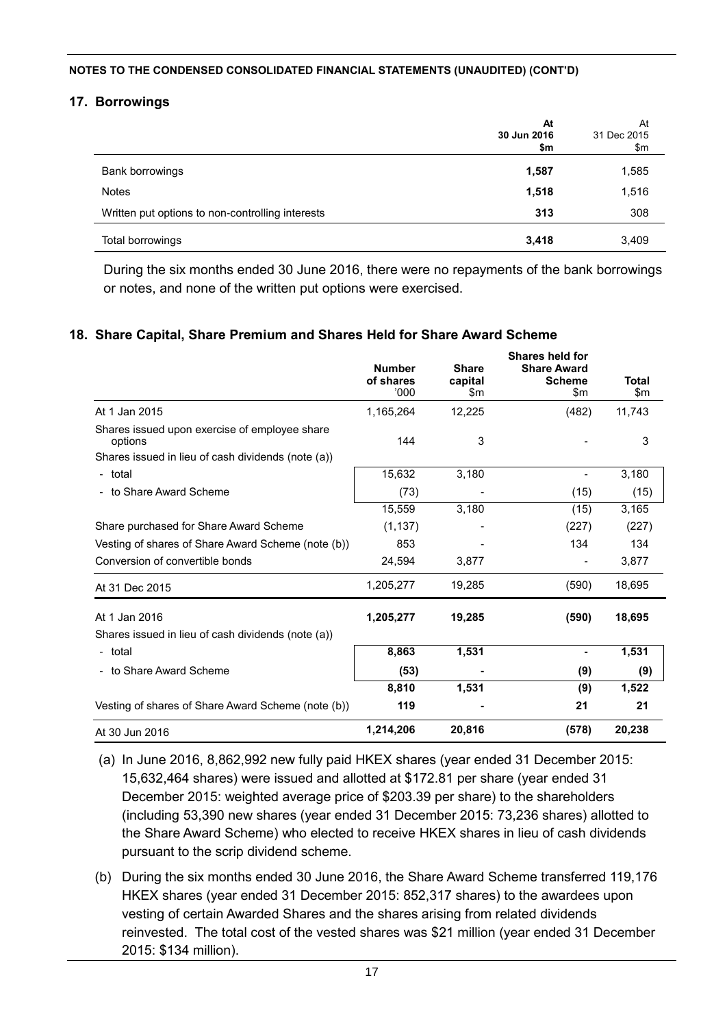**NOTES TO THE CONDENSED CONSOLIDATED FINANCIAL STATEMENTS (UNAUDITED) (CONT'D)**

## 17. Borrowings

| | **At 30 Jun 2016 $m** | At 31 Dec 2015 $m |
|---|---|---|
| Bank borrowings | **1,587** | 1,585 |
| Notes | **1,518** | 1,516 |
| Written put options to non-controlling interests | **313** | 308 |
| Total borrowings | **3,418** | 3,409 |

During the six months ended 30 June 2016, there were no repayments of the bank borrowings or notes, and none of the written put options were exercised.

## 18. Share Capital, Share Premium and Shares Held for Share Award Scheme

| | **Number of shares '000** | **Share capital $m** | **Shares held for Share Award Scheme $m** | **Total $m** |
|---|---|---|---|---|
| At 1 Jan 2015 | 1,165,264 | 12,225 | (482) | 11,743 |
| Shares issued upon exercise of employee share options | 144 | 3 | - | 3 |
| Shares issued in lieu of cash dividends (note (a)) | | | | |
| - total | 15,632 | 3,180 | - | 3,180 |
| - to Share Award Scheme | (73) | - | (15) | (15) |
| | 15,559 | 3,180 | (15) | 3,165 |
| Share purchased for Share Award Scheme | (1,137) | - | (227) | (227) |
| Vesting of shares of Share Award Scheme (note (b)) | 853 | - | 134 | 134 |
| Conversion of convertible bonds | 24,594 | 3,877 | - | 3,877 |
| At 31 Dec 2015 | 1,205,277 | 19,285 | (590) | 18,695 |
| At 1 Jan 2016 | **1,205,277** | **19,285** | **(590)** | **18,695** |
| Shares issued in lieu of cash dividends (note (a)) | | | | |
| - total | **8,863** | **1,531** | **-** | **1,531** |
| - to Share Award Scheme | **(53)** | **-** | **(9)** | **(9)** |
| | **8,810** | **1,531** | **(9)** | **1,522** |
| Vesting of shares of Share Award Scheme (note (b)) | **119** | **-** | **21** | **21** |
| At 30 Jun 2016 | **1,214,206** | **20,816** | **(578)** | **20,238** |

(a) In June 2016, 8,862,992 new fully paid HKEX shares (year ended 31 December 2015: 15,632,464 shares) were issued and allotted at $172.81 per share (year ended 31 December 2015: weighted average price of $203.39 per share) to the shareholders (including 53,390 new shares (year ended 31 December 2015: 73,236 shares) allotted to the Share Award Scheme) who elected to receive HKEX shares in lieu of cash dividends pursuant to the scrip dividend scheme.

(b) During the six months ended 30 June 2016, the Share Award Scheme transferred 119,176 HKEX shares (year ended 31 December 2015: 852,317 shares) to the awardees upon vesting of certain Awarded Shares and the shares arising from related dividends reinvested. The total cost of the vested shares was $21 million (year ended 31 December 2015: $134 million).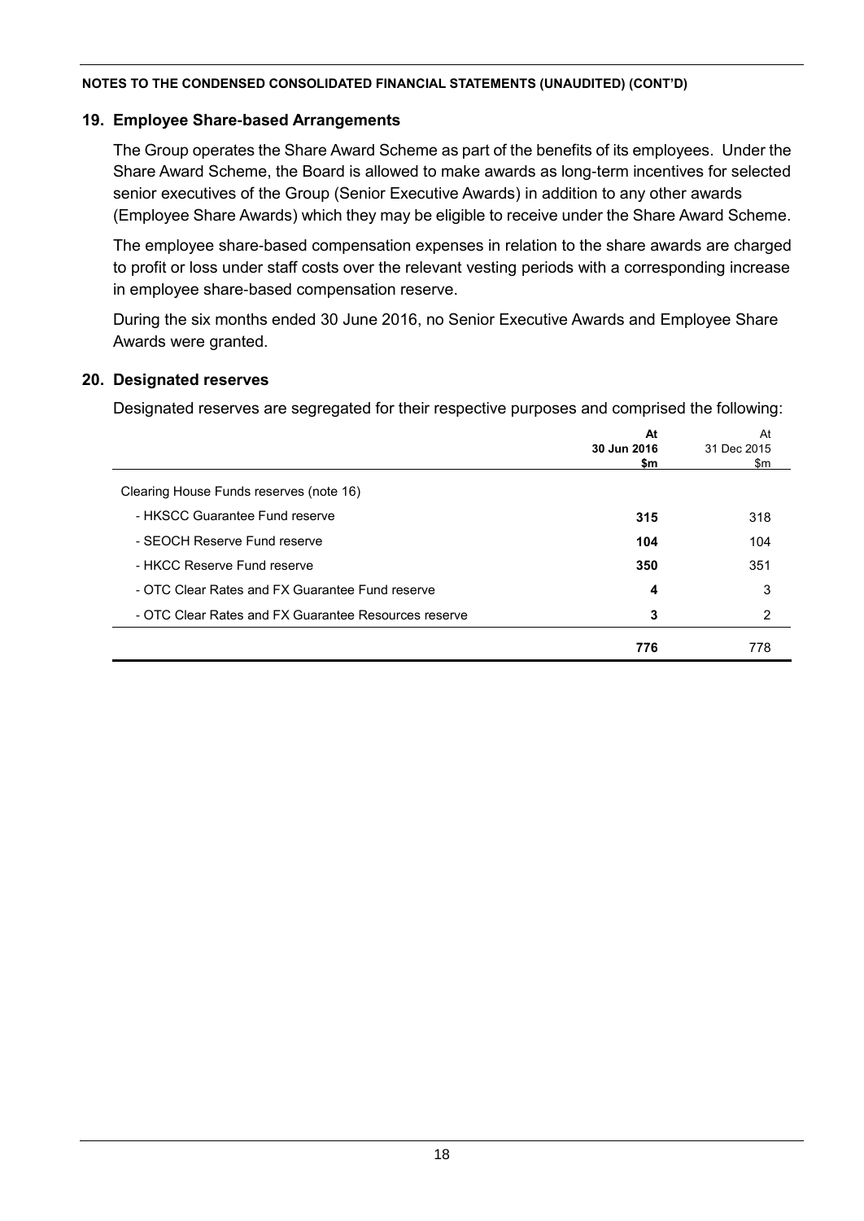**NOTES TO THE CONDENSED CONSOLIDATED FINANCIAL STATEMENTS (UNAUDITED) (CONT'D)**

## 19. Employee Share-based Arrangements

The Group operates the Share Award Scheme as part of the benefits of its employees. Under the Share Award Scheme, the Board is allowed to make awards as long-term incentives for selected senior executives of the Group (Senior Executive Awards) in addition to any other awards (Employee Share Awards) which they may be eligible to receive under the Share Award Scheme.

The employee share-based compensation expenses in relation to the share awards are charged to profit or loss under staff costs over the relevant vesting periods with a corresponding increase in employee share-based compensation reserve.

During the six months ended 30 June 2016, no Senior Executive Awards and Employee Share Awards were granted.

## 20. Designated reserves

Designated reserves are segregated for their respective purposes and comprised the following:

| | **At 30 Jun 2016 $m** | At 31 Dec 2015 $m |
|---|---|---|
| Clearing House Funds reserves (note 16) | | |
| - HKSCC Guarantee Fund reserve | **315** | 318 |
| - SEOCH Reserve Fund reserve | **104** | 104 |
| - HKCC Reserve Fund reserve | **350** | 351 |
| - OTC Clear Rates and FX Guarantee Fund reserve | **4** | 3 |
| - OTC Clear Rates and FX Guarantee Resources reserve | **3** | 2 |
| | **776** | 778 |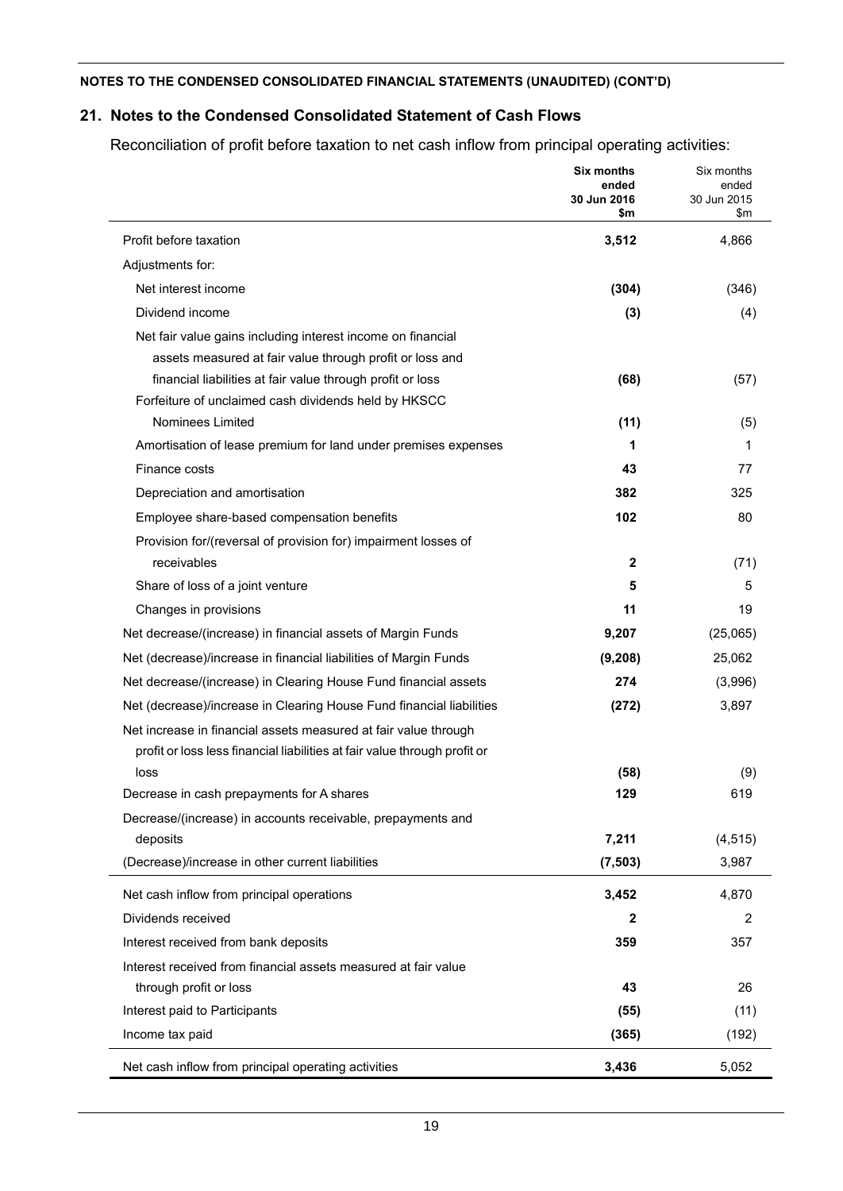**NOTES TO THE CONDENSED CONSOLIDATED FINANCIAL STATEMENTS (UNAUDITED) (CONT'D)**

## 21. Notes to the Condensed Consolidated Statement of Cash Flows

Reconciliation of profit before taxation to net cash inflow from principal operating activities:

| | **Six months ended 30 Jun 2016 $m** | Six months ended 30 Jun 2015 $m |
|---|---|---|
| Profit before taxation | **3,512** | 4,866 |
| Adjustments for: | | |
| Net interest income | **(304)** | (346) |
| Dividend income | **(3)** | (4) |
| Net fair value gains including interest income on financial assets measured at fair value through profit or loss and financial liabilities at fair value through profit or loss | **(68)** | (57) |
| Forfeiture of unclaimed cash dividends held by HKSCC Nominees Limited | **(11)** | (5) |
| Amortisation of lease premium for land under premises expenses | **1** | 1 |
| Finance costs | **43** | 77 |
| Depreciation and amortisation | **382** | 325 |
| Employee share-based compensation benefits | **102** | 80 |
| Provision for/(reversal of provision for) impairment losses of receivables | **2** | (71) |
| Share of loss of a joint venture | **5** | 5 |
| Changes in provisions | **11** | 19 |
| Net decrease/(increase) in financial assets of Margin Funds | **9,207** | (25,065) |
| Net (decrease)/increase in financial liabilities of Margin Funds | **(9,208)** | 25,062 |
| Net decrease/(increase) in Clearing House Fund financial assets | **274** | (3,996) |
| Net (decrease)/increase in Clearing House Fund financial liabilities | **(272)** | 3,897 |
| Net increase in financial assets measured at fair value through profit or loss less financial liabilities at fair value through profit or loss | **(58)** | (9) |
| Decrease in cash prepayments for A shares | **129** | 619 |
| Decrease/(increase) in accounts receivable, prepayments and deposits | **7,211** | (4,515) |
| (Decrease)/increase in other current liabilities | **(7,503)** | 3,987 |
| Net cash inflow from principal operations | **3,452** | 4,870 |
| Dividends received | **2** | 2 |
| Interest received from bank deposits | **359** | 357 |
| Interest received from financial assets measured at fair value through profit or loss | **43** | 26 |
| Interest paid to Participants | **(55)** | (11) |
| Income tax paid | **(365)** | (192) |
| Net cash inflow from principal operating activities | **3,436** | 5,052 |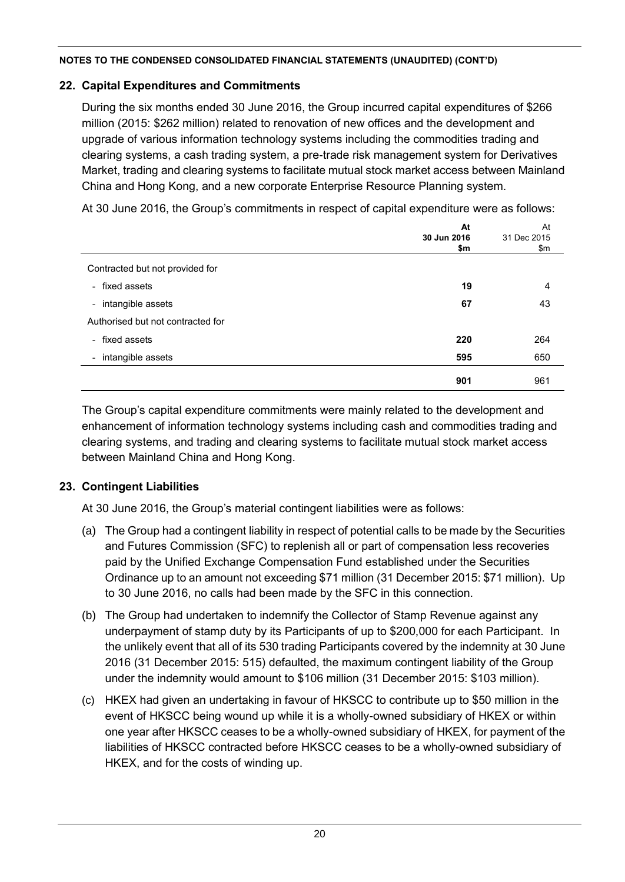**NOTES TO THE CONDENSED CONSOLIDATED FINANCIAL STATEMENTS (UNAUDITED) (CONT'D)**

## 22. Capital Expenditures and Commitments

During the six months ended 30 June 2016, the Group incurred capital expenditures of $266 million (2015: $262 million) related to renovation of new offices and the development and upgrade of various information technology systems including the commodities trading and clearing systems, a cash trading system, a pre-trade risk management system for Derivatives Market, trading and clearing systems to facilitate mutual stock market access between Mainland China and Hong Kong, and a new corporate Enterprise Resource Planning system.

At 30 June 2016, the Group's commitments in respect of capital expenditure were as follows:

| | **At 30 Jun 2016 $m** | At 31 Dec 2015 $m |
|---|---|---|
| Contracted but not provided for | | |
| - fixed assets | **19** | 4 |
| - intangible assets | **67** | 43 |
| Authorised but not contracted for | | |
| - fixed assets | **220** | 264 |
| - intangible assets | **595** | 650 |
| | **901** | 961 |

The Group's capital expenditure commitments were mainly related to the development and enhancement of information technology systems including cash and commodities trading and clearing systems, and trading and clearing systems to facilitate mutual stock market access between Mainland China and Hong Kong.

## 23. Contingent Liabilities

At 30 June 2016, the Group's material contingent liabilities were as follows:

(a) The Group had a contingent liability in respect of potential calls to be made by the Securities and Futures Commission (SFC) to replenish all or part of compensation less recoveries paid by the Unified Exchange Compensation Fund established under the Securities Ordinance up to an amount not exceeding $71 million (31 December 2015: $71 million). Up to 30 June 2016, no calls had been made by the SFC in this connection.

(b) The Group had undertaken to indemnify the Collector of Stamp Revenue against any underpayment of stamp duty by its Participants of up to $200,000 for each Participant. In the unlikely event that all of its 530 trading Participants covered by the indemnity at 30 June 2016 (31 December 2015: 515) defaulted, the maximum contingent liability of the Group under the indemnity would amount to $106 million (31 December 2015: $103 million).

(c) HKEX had given an undertaking in favour of HKSCC to contribute up to $50 million in the event of HKSCC being wound up while it is a wholly-owned subsidiary of HKEX or within one year after HKSCC ceases to be a wholly-owned subsidiary of HKEX, for payment of the liabilities of HKSCC contracted before HKSCC ceases to be a wholly-owned subsidiary of HKEX, and for the costs of winding up.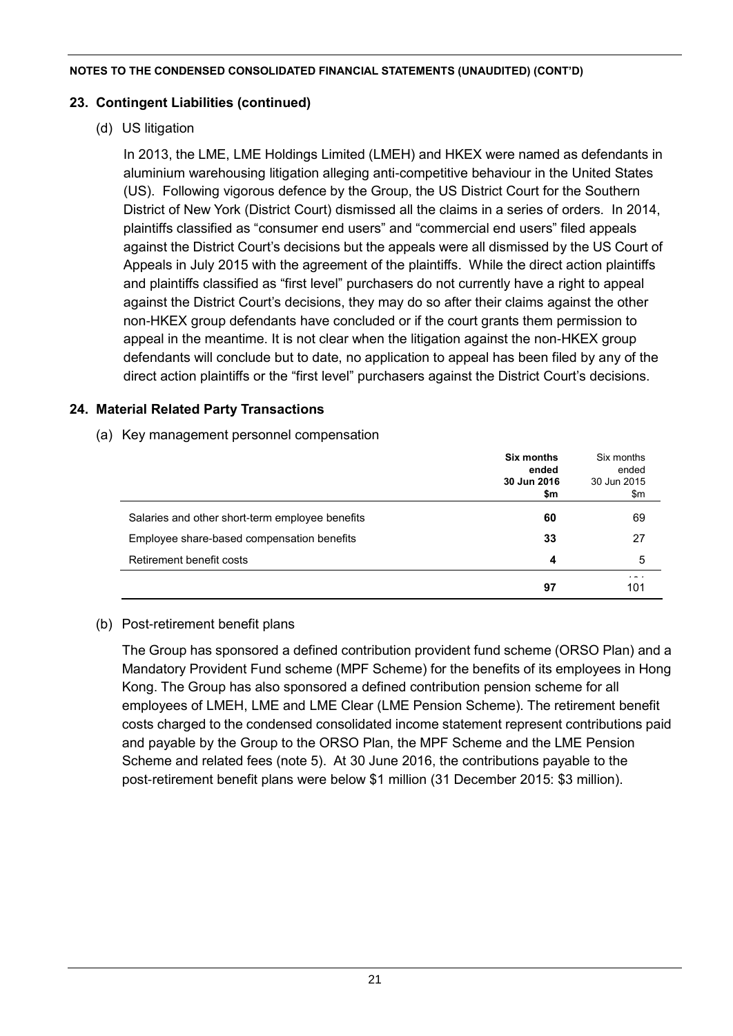NOTES TO THE CONDENSED CONSOLIDATED FINANCIAL STATEMENTS (UNAUDITED) (CONT'D)

## 23. Contingent Liabilities (continued)

(d) US litigation

In 2013, the LME, LME Holdings Limited (LMEH) and HKEX were named as defendants in aluminium warehousing litigation alleging anti-competitive behaviour in the United States (US). Following vigorous defence by the Group, the US District Court for the Southern District of New York (District Court) dismissed all the claims in a series of orders. In 2014, plaintiffs classified as "consumer end users" and "commercial end users" filed appeals against the District Court's decisions but the appeals were all dismissed by the US Court of Appeals in July 2015 with the agreement of the plaintiffs. While the direct action plaintiffs and plaintiffs classified as "first level" purchasers do not currently have a right to appeal against the District Court's decisions, they may do so after their claims against the other non-HKEX group defendants have concluded or if the court grants them permission to appeal in the meantime. It is not clear when the litigation against the non-HKEX group defendants will conclude but to date, no application to appeal has been filed by any of the direct action plaintiffs or the "first level" purchasers against the District Court's decisions.

## 24. Material Related Party Transactions

(a) Key management personnel compensation

| | **Six months ended 30 Jun 2016 $m** | Six months ended 30 Jun 2015 $m |
|---|---|---|
| Salaries and other short-term employee benefits | **60** | 69 |
| Employee share-based compensation benefits | **33** | 27 |
| Retirement benefit costs | **4** | 5 |
| | **97** | 101 |

(b) Post-retirement benefit plans

The Group has sponsored a defined contribution provident fund scheme (ORSO Plan) and a Mandatory Provident Fund scheme (MPF Scheme) for the benefits of its employees in Hong Kong. The Group has also sponsored a defined contribution pension scheme for all employees of LMEH, LME and LME Clear (LME Pension Scheme). The retirement benefit costs charged to the condensed consolidated income statement represent contributions paid and payable by the Group to the ORSO Plan, the MPF Scheme and the LME Pension Scheme and related fees (note 5). At 30 June 2016, the contributions payable to the post-retirement benefit plans were below $1 million (31 December 2015: $3 million).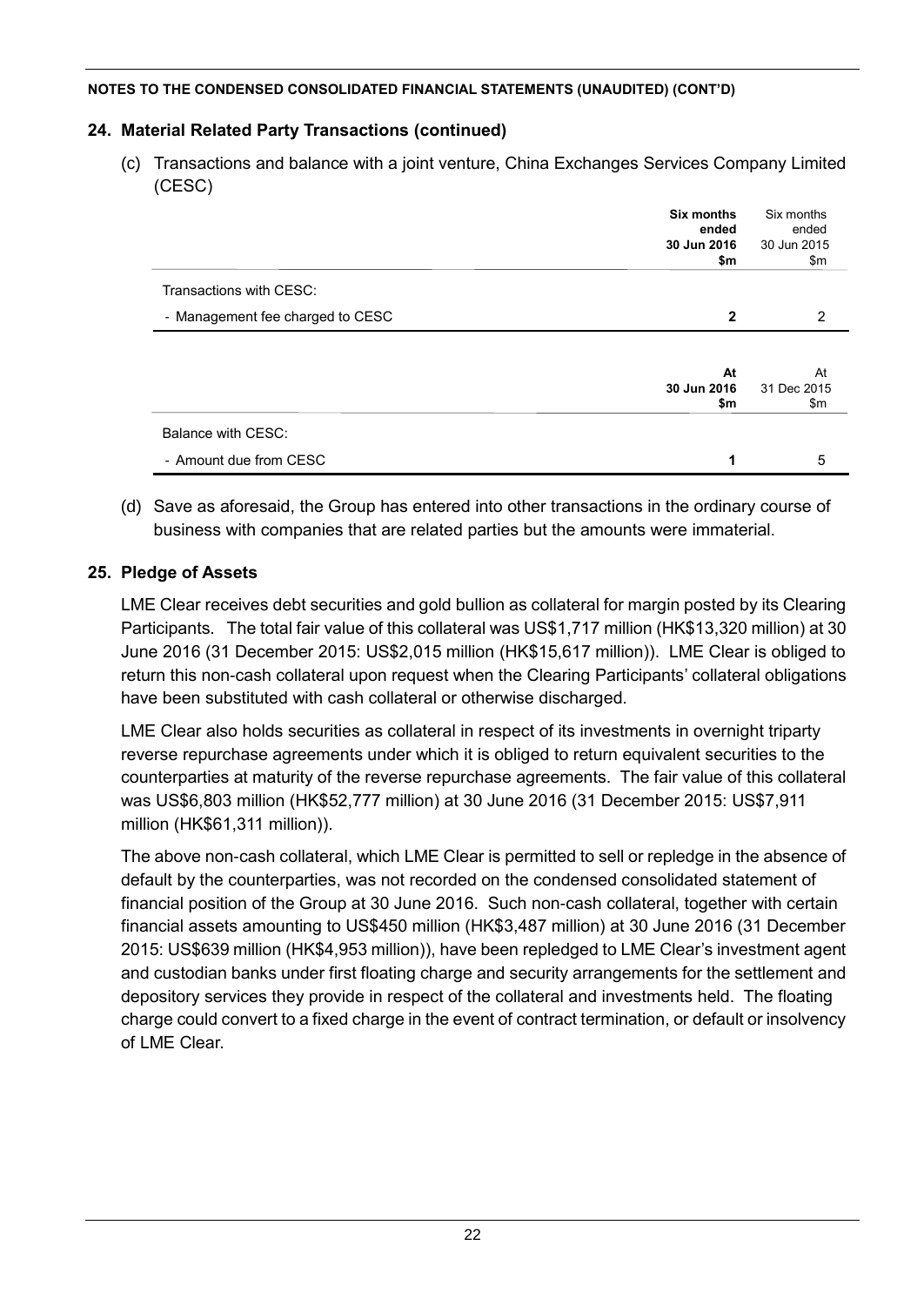**NOTES TO THE CONDENSED CONSOLIDATED FINANCIAL STATEMENTS (UNAUDITED) (CONT'D)**

## 24. Material Related Party Transactions (continued)

(c) Transactions and balance with a joint venture, China Exchanges Services Company Limited (CESC)

| | **Six months ended 30 Jun 2016 $m** | Six months ended 30 Jun 2015 $m |
|---|---|---|
| Transactions with CESC: | | |
| - Management fee charged to CESC | **2** | 2 |

| | **At 30 Jun 2016 $m** | At 31 Dec 2015 $m |
|---|---|---|
| Balance with CESC: | | |
| - Amount due from CESC | **1** | 5 |

(d) Save as aforesaid, the Group has entered into other transactions in the ordinary course of business with companies that are related parties but the amounts were immaterial.

## 25. Pledge of Assets

LME Clear receives debt securities and gold bullion as collateral for margin posted by its Clearing Participants. The total fair value of this collateral was US$1,717 million (HK$13,320 million) at 30 June 2016 (31 December 2015: US$2,015 million (HK$15,617 million)). LME Clear is obliged to return this non-cash collateral upon request when the Clearing Participants' collateral obligations have been substituted with cash collateral or otherwise discharged.

LME Clear also holds securities as collateral in respect of its investments in overnight triparty reverse repurchase agreements under which it is obliged to return equivalent securities to the counterparties at maturity of the reverse repurchase agreements. The fair value of this collateral was US$6,803 million (HK$52,777 million) at 30 June 2016 (31 December 2015: US$7,911 million (HK$61,311 million)).

The above non-cash collateral, which LME Clear is permitted to sell or repledge in the absence of default by the counterparties, was not recorded on the condensed consolidated statement of financial position of the Group at 30 June 2016. Such non-cash collateral, together with certain financial assets amounting to US$450 million (HK$3,487 million) at 30 June 2016 (31 December 2015: US$639 million (HK$4,953 million)), have been repledged to LME Clear's investment agent and custodian banks under first floating charge and security arrangements for the settlement and depository services they provide in respect of the collateral and investments held. The floating charge could convert to a fixed charge in the event of contract termination, or default or insolvency of LME Clear.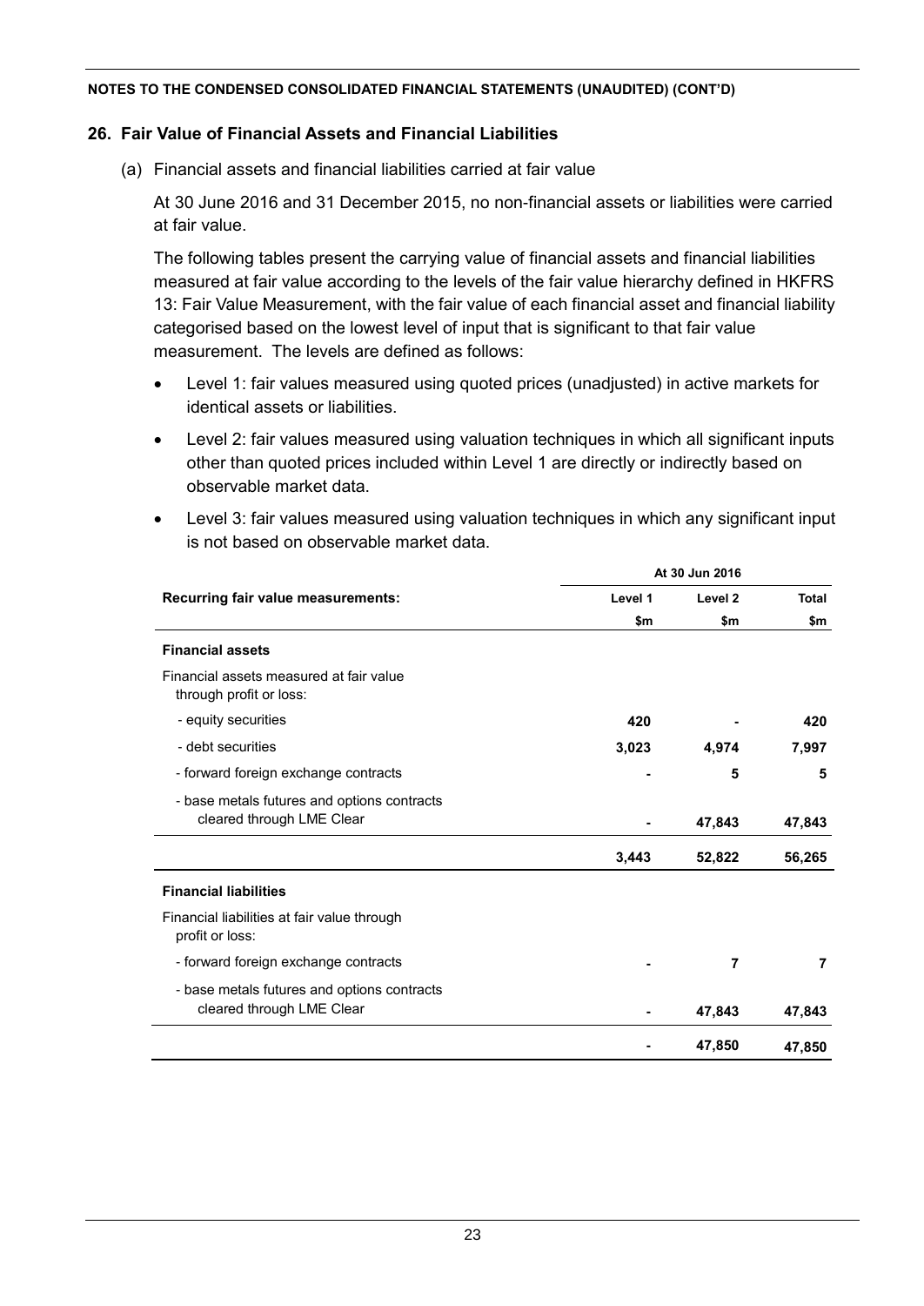NOTES TO THE CONDENSED CONSOLIDATED FINANCIAL STATEMENTS (UNAUDITED) (CONT'D)

## 26. Fair Value of Financial Assets and Financial Liabilities

(a) Financial assets and financial liabilities carried at fair value

At 30 June 2016 and 31 December 2015, no non-financial assets or liabilities were carried at fair value.

The following tables present the carrying value of financial assets and financial liabilities measured at fair value according to the levels of the fair value hierarchy defined in HKFRS 13: Fair Value Measurement, with the fair value of each financial asset and financial liability categorised based on the lowest level of input that is significant to that fair value measurement. The levels are defined as follows:

- Level 1: fair values measured using quoted prices (unadjusted) in active markets for identical assets or liabilities.
- Level 2: fair values measured using valuation techniques in which all significant inputs other than quoted prices included within Level 1 are directly or indirectly based on observable market data.
- Level 3: fair values measured using valuation techniques in which any significant input is not based on observable market data.

| | At 30 Jun 2016 | | |
|---|---|---|---|
| **Recurring fair value measurements:** | **Level 1** | **Level 2** | **Total** |
| | **$m** | **$m** | **$m** |
| **Financial assets** | | | |
| Financial assets measured at fair value through profit or loss: | | | |
| - equity securities | **420** | **-** | **420** |
| - debt securities | **3,023** | **4,974** | **7,997** |
| - forward foreign exchange contracts | **-** | **5** | **5** |
| - base metals futures and options contracts cleared through LME Clear | **-** | **47,843** | **47,843** |
| | **3,443** | **52,822** | **56,265** |
| **Financial liabilities** | | | |
| Financial liabilities at fair value through profit or loss: | | | |
| - forward foreign exchange contracts | **-** | **7** | **7** |
| - base metals futures and options contracts cleared through LME Clear | **-** | **47,843** | **47,843** |
| | **-** | **47,850** | **47,850** |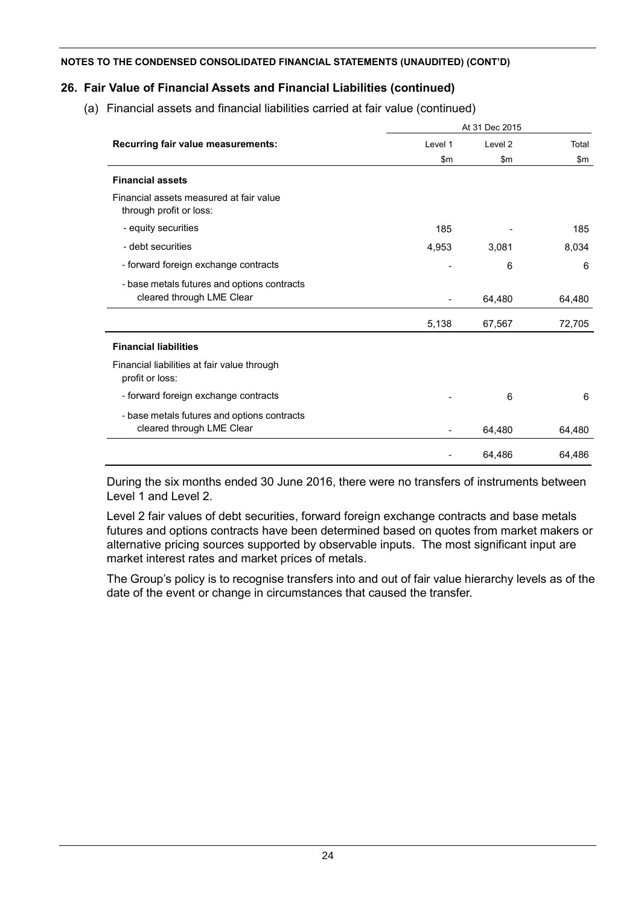**NOTES TO THE CONDENSED CONSOLIDATED FINANCIAL STATEMENTS (UNAUDITED) (CONT'D)**

## 26. Fair Value of Financial Assets and Financial Liabilities (continued)

(a) Financial assets and financial liabilities carried at fair value (continued)

| Recurring fair value measurements: | At 31 Dec 2015 | | |
|---|---|---|---|
| | Level 1 | Level 2 | Total |
| | $m | $m | $m |
| **Financial assets** | | | |
| Financial assets measured at fair value through profit or loss: | | | |
| - equity securities | 185 | - | 185 |
| - debt securities | 4,953 | 3,081 | 8,034 |
| - forward foreign exchange contracts | - | 6 | 6 |
| - base metals futures and options contracts cleared through LME Clear | - | 64,480 | 64,480 |
| | 5,138 | 67,567 | 72,705 |
| **Financial liabilities** | | | |
| Financial liabilities at fair value through profit or loss: | | | |
| - forward foreign exchange contracts | - | 6 | 6 |
| - base metals futures and options contracts cleared through LME Clear | - | 64,480 | 64,480 |
| | - | 64,486 | 64,486 |

During the six months ended 30 June 2016, there were no transfers of instruments between Level 1 and Level 2.

Level 2 fair values of debt securities, forward foreign exchange contracts and base metals futures and options contracts have been determined based on quotes from market makers or alternative pricing sources supported by observable inputs. The most significant input are market interest rates and market prices of metals.

The Group's policy is to recognise transfers into and out of fair value hierarchy levels as of the date of the event or change in circumstances that caused the transfer.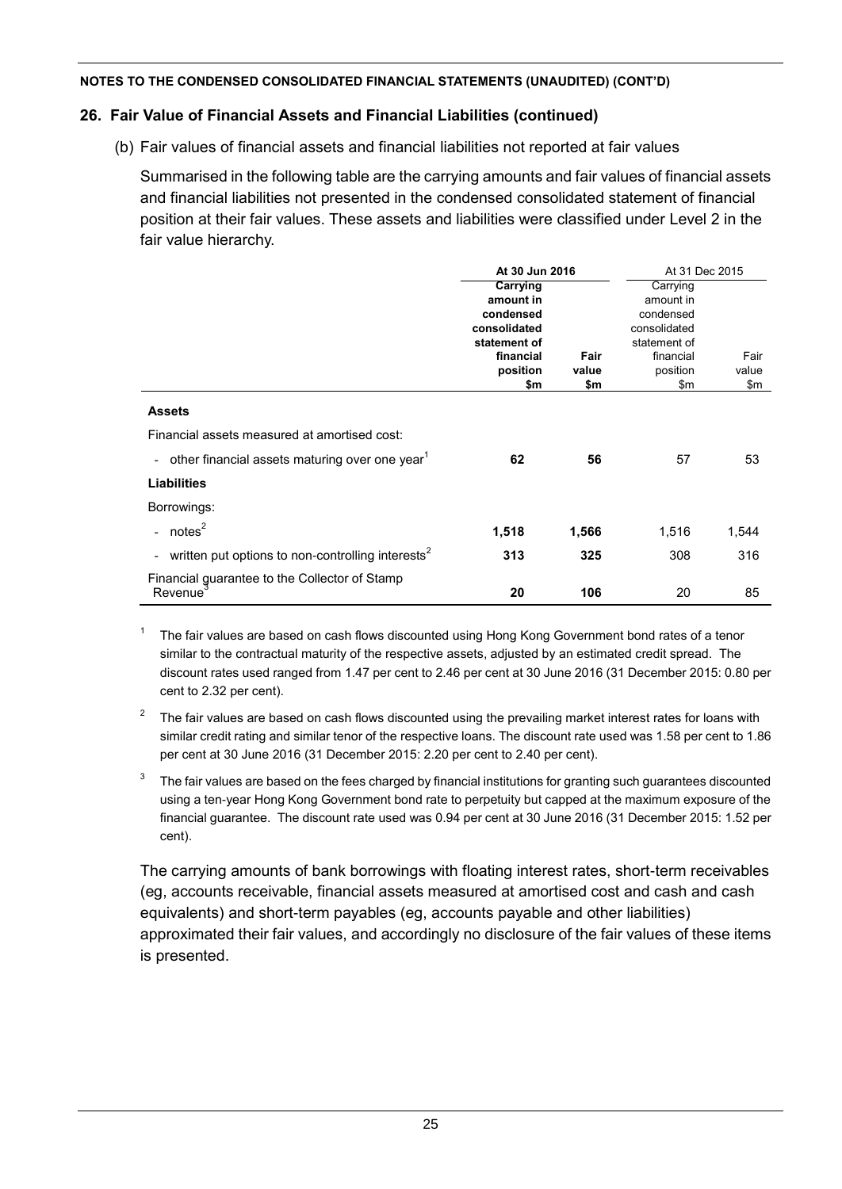**NOTES TO THE CONDENSED CONSOLIDATED FINANCIAL STATEMENTS (UNAUDITED) (CONT'D)**

## 26. Fair Value of Financial Assets and Financial Liabilities (continued)

(b) Fair values of financial assets and financial liabilities not reported at fair values

Summarised in the following table are the carrying amounts and fair values of financial assets and financial liabilities not presented in the condensed consolidated statement of financial position at their fair values. These assets and liabilities were classified under Level 2 in the fair value hierarchy.

| | **At 30 Jun 2016** | | At 31 Dec 2015 | |
|---|---|---|---|---|
| | **Carrying amount in condensed consolidated statement of financial position $m** | **Fair value $m** | Carrying amount in condensed consolidated statement of financial position $m | Fair value $m |
| **Assets** | | | | |
| Financial assets measured at amortised cost: | | | | |
| - other financial assets maturing over one year[1] | **62** | **56** | 57 | 53 |
| **Liabilities** | | | | |
| Borrowings: | | | | |
| - notes[2] | **1,518** | **1,566** | 1,516 | 1,544 |
| - written put options to non-controlling interests[2] | **313** | **325** | 308 | 316 |
| Financial guarantee to the Collector of Stamp Revenue[3] | **20** | **106** | 20 | 85 |

[1] The fair values are based on cash flows discounted using Hong Kong Government bond rates of a tenor similar to the contractual maturity of the respective assets, adjusted by an estimated credit spread. The discount rates used ranged from 1.47 per cent to 2.46 per cent at 30 June 2016 (31 December 2015: 0.80 per cent to 2.32 per cent).

[2] The fair values are based on cash flows discounted using the prevailing market interest rates for loans with similar credit rating and similar tenor of the respective loans. The discount rate used was 1.58 per cent to 1.86 per cent at 30 June 2016 (31 December 2015: 2.20 per cent to 2.40 per cent).

[3] The fair values are based on the fees charged by financial institutions for granting such guarantees discounted using a ten-year Hong Kong Government bond rate to perpetuity but capped at the maximum exposure of the financial guarantee. The discount rate used was 0.94 per cent at 30 June 2016 (31 December 2015: 1.52 per cent).

The carrying amounts of bank borrowings with floating interest rates, short-term receivables (eg, accounts receivable, financial assets measured at amortised cost and cash and cash equivalents) and short-term payables (eg, accounts payable and other liabilities) approximated their fair values, and accordingly no disclosure of the fair values of these items is presented.